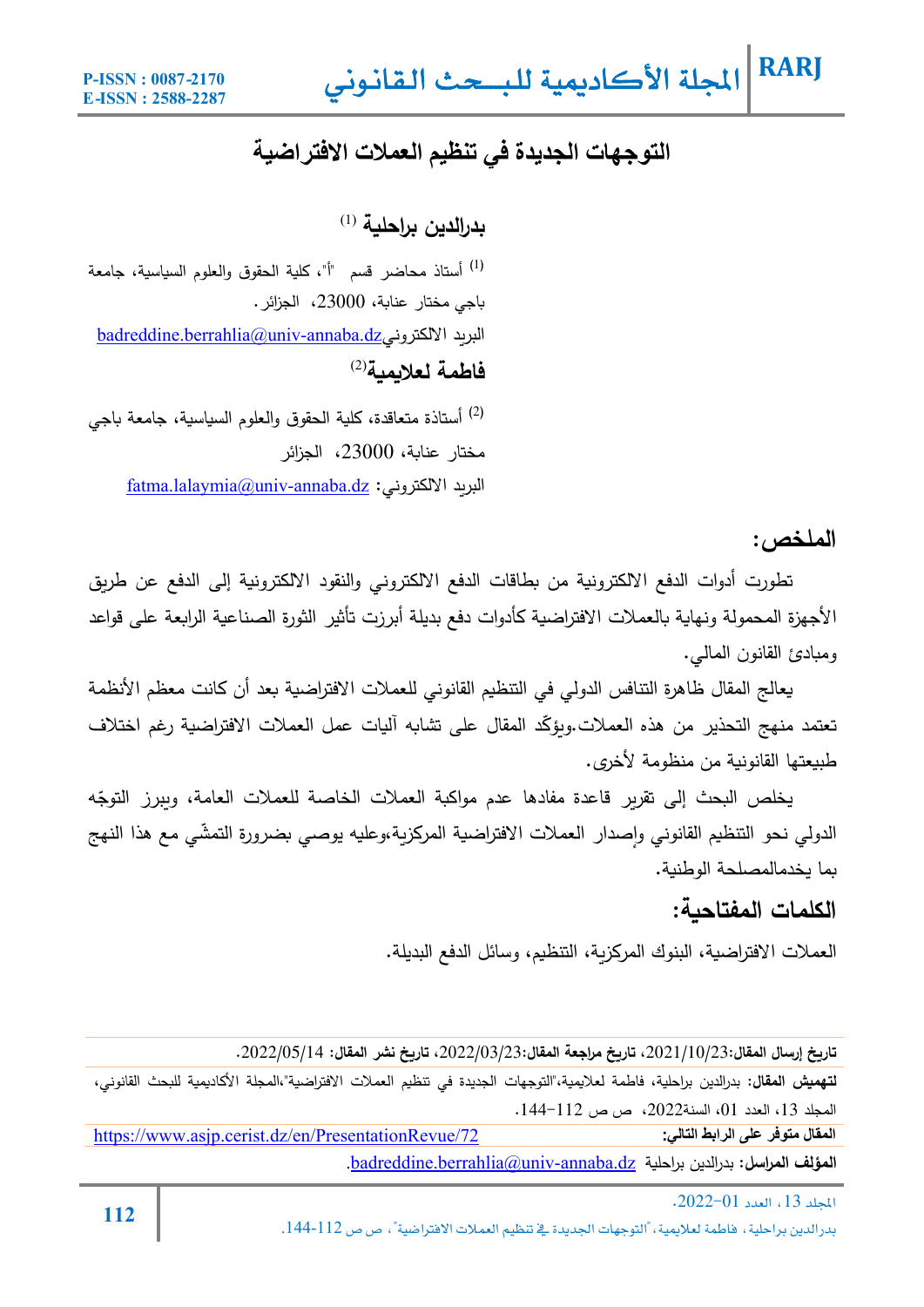# التوجهات الجديدة في تنظيم العملات الافتراضية

**بدرالدين براحلية** [1]

[1] أستاذ محاضر قسم "أ"، كلية الحقوق والعلوم السياسية، جامعة باجي مختار عنابة، 23000، الجزائر.

البريد الالكتروني badreddine.berrahlia@univ-annaba.dz

**فاطمة لعلايمية** [2]

[2] أستاذة متعاقدة، كلية الحقوق والعلوم السياسية، جامعة باجي مختار عنابة، 23000، الجزائر

البريد الالكتروني: fatma.lalaymia@univ-annaba.dz

## الملخص:

تطورت أدوات الدفع الالكترونية من بطاقات الدفع الالكتروني والنقود الالكترونية إلى الدفع عن طريق الأجهزة المحمولة ونهاية بالعملات الافتراضية كأدوات دفع بديلة أبرزت تأثير الثورة الصناعية الرابعة على قواعد ومبادئ القانون المالي.

يعالج المقال ظاهرة التنافس الدولي في التنظيم القانوني للعملات الافتراضية بعد أن كانت معظم الأنظمة تعتمد منهج التحذير من هذه العملات.ويؤكّد المقال على تشابه آليات عمل العملات الافتراضية رغم اختلاف طبيعتها القانونية من منظومة لأخرى.

يخلص البحث إلى تقرير قاعدة مفادها عدم مواكبة العملات الخاصة للعملات العامة، ويبرز التوجّه الدولي نحو التنظيم القانوني وإصدار العملات الافتراضية المركزية،وعليه يوصي بضرورة التمشّي مع هذا النهج بما يخدمالمصلحة الوطنية.

## الكلمات المفتاحية:

العملات الافتراضية، البنوك المركزية، التنظيم، وسائل الدفع البديلة.

---

**تاريخ إرسال المقال:**2021/10/23، **تاريخ مراجعة المقال:**2022/03/23، **تاريخ نشر المقال:** 2022/05/14.

**لتهميش المقال:** بدرالدين براحلية، فاطمة لعلايمية،"التوجهات الجديدة في تنظيم العملات الافتراضية"،المجلة الأكاديمية للبحث القانوني، المجلد 13، العدد 01، السنة2022، ص ص 112-144.

**المقال متوفر على الرابط التالي:** https://www.asjp.cerist.dz/en/PresentationRevue/72

**المؤلف المراسل:** بدرالدين براحلية badreddine.berrahlia@univ-annaba.dz.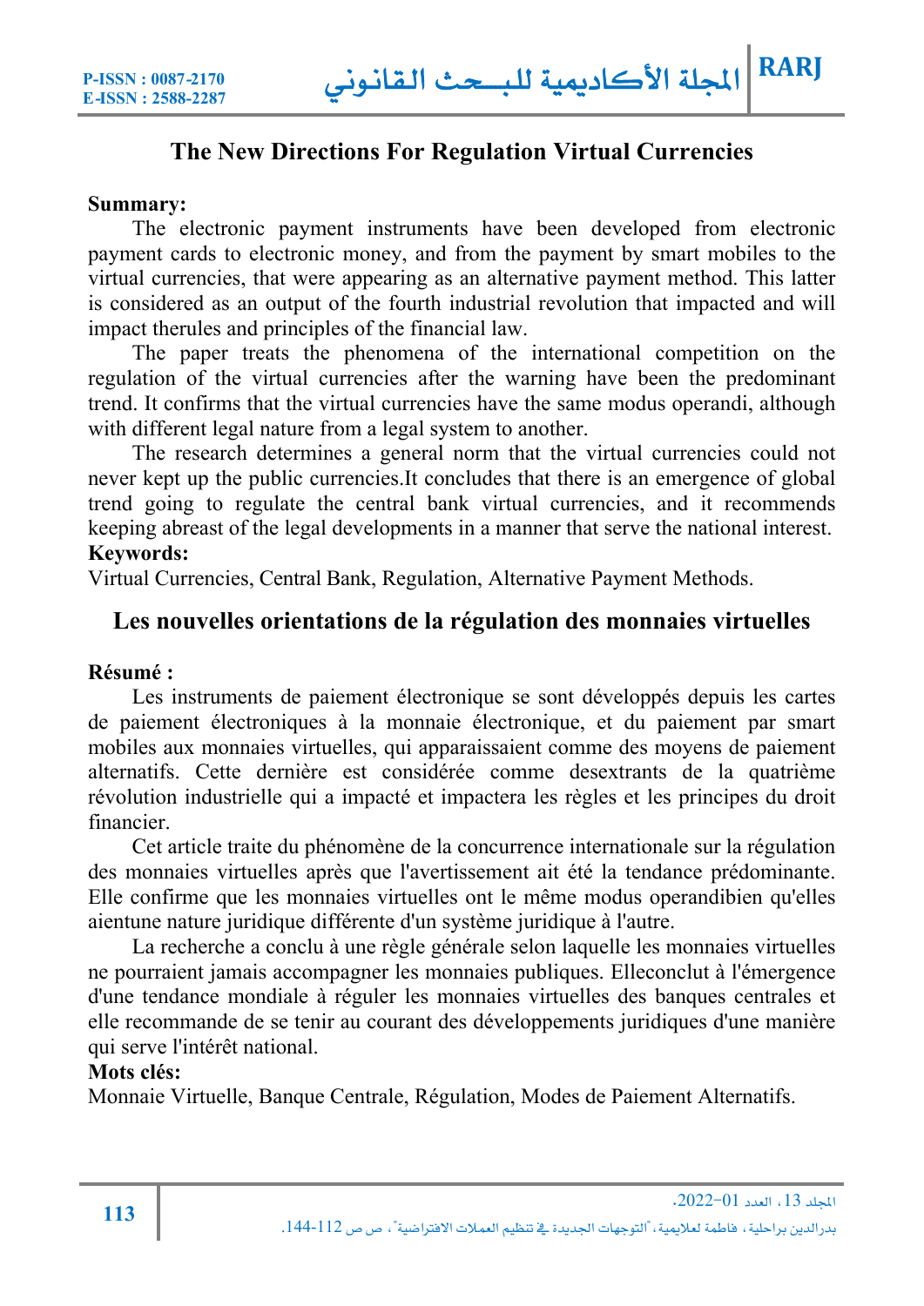## The New Directions For Regulation Virtual Currencies

**Summary:**

The electronic payment instruments have been developed from electronic payment cards to electronic money, and from the payment by smart mobiles to the virtual currencies, that were appearing as an alternative payment method. This latter is considered as an output of the fourth industrial revolution that impacted and will impact therules and principles of the financial law.

The paper treats the phenomena of the international competition on the regulation of the virtual currencies after the warning have been the predominant trend. It confirms that the virtual currencies have the same modus operandi, although with different legal nature from a legal system to another.

The research determines a general norm that the virtual currencies could not never kept up the public currencies.It concludes that there is an emergence of global trend going to regulate the central bank virtual currencies, and it recommends keeping abreast of the legal developments in a manner that serve the national interest.

**Keywords:**

Virtual Currencies, Central Bank, Regulation, Alternative Payment Methods.

## Les nouvelles orientations de la régulation des monnaies virtuelles

**Résumé :**

Les instruments de paiement électronique se sont développés depuis les cartes de paiement électroniques à la monnaie électronique, et du paiement par smart mobiles aux monnaies virtuelles, qui apparaissaient comme des moyens de paiement alternatifs. Cette dernière est considérée comme desextrants de la quatrième révolution industrielle qui a impacté et impactera les règles et les principes du droit financier.

Cet article traite du phénomène de la concurrence internationale sur la régulation des monnaies virtuelles après que l'avertissement ait été la tendance prédominante. Elle confirme que les monnaies virtuelles ont le même modus operandibien qu'elles aientune nature juridique différente d'un système juridique à l'autre.

La recherche a conclu à une règle générale selon laquelle les monnaies virtuelles ne pourraient jamais accompagner les monnaies publiques. Elleconclut à l'émergence d'une tendance mondiale à réguler les monnaies virtuelles des banques centrales et elle recommande de se tenir au courant des développements juridiques d'une manière qui serve l'intérêt national.

**Mots clés:**

Monnaie Virtuelle, Banque Centrale, Régulation, Modes de Paiement Alternatifs.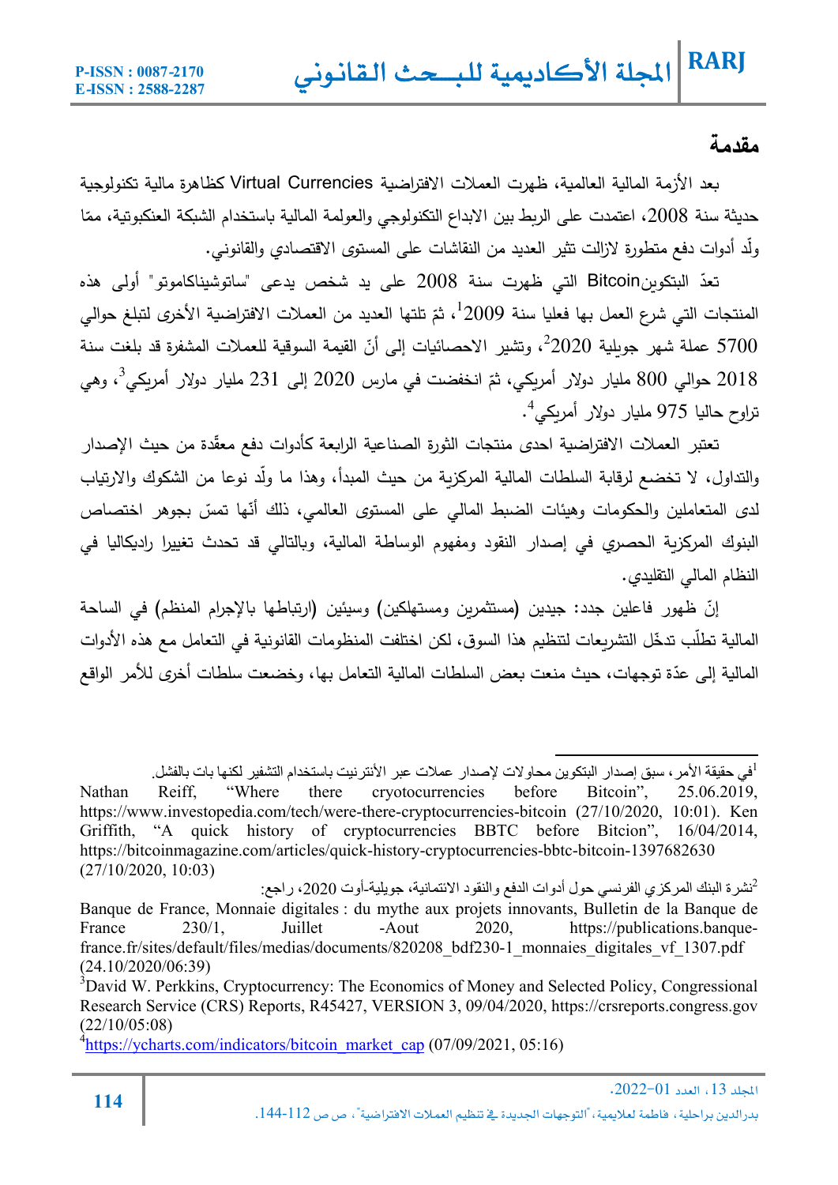## مقدمة

بعد الأزمة المالية العالمية، ظهرت العملات الافتراضية Virtual Currencies كظاهرة مالية تكنولوجية حديثة سنة 2008، اعتمدت على الربط بين الابداع التكنولوجي والعولمة المالية باستخدام الشبكة العنكبوتية، ممّا ولّد أدوات دفع متطورة لازالت تثير العديد من النقاشات على المستوى الاقتصادي والقانوني.

تعدّ البتكوينBitcoin التي ظهرت سنة 2008 على يد شخص يدعى "ساتوشيناكاموتو" أولى هذه المنتجات التي شرع العمل بها فعليا سنة 2009[1]، ثمّ تلتها العديد من العملات الافتراضية الأخرى لتبلغ حوالي 5700 عملة شهر جويلية 2020[2]، وتشير الاحصائيات إلى أنّ القيمة السوقية للعملات المشفرة قد بلغت سنة 2018 حوالي 800 مليار دولار أمريكي، ثمّ انخفضت في مارس 2020 إلى 231 مليار دولار أمريكي[3]، وهي تراوح حاليا 975 مليار دولار أمريكي[4].

تعتبر العملات الافتراضية احدى منتجات الثورة الصناعية الرابعة كأدوات دفع معقّدة من حيث الإصدار والتداول، لا تخضع لرقابة السلطات المالية المركزية من حيث المبدأ، وهذا ما ولّد نوعا من الشكوك والارتياب لدى المتعاملين والحكومات وهيئات الضبط المالي على المستوى العالمي، ذلك أنّها تمسّ بجوهر اختصاص البنوك المركزية الحصري في إصدار النقود ومفهوم الوساطة المالية، وبالتالي قد تحدث تغييرا راديكاليا في النظام المالي التقليدي.

إنّ ظهور فاعلين جدد: جيدين (مستثمرين ومستهلكين) وسيئين (ارتباطها بالإجرام المنظم) في الساحة المالية تطلّب تدخّل التشريعات لتنظيم هذا السوق، لكن اختلفت المنظومات القانونية في التعامل مع هذه الأدوات المالية إلى عدّة توجهات، حيث منعت بعض السلطات المالية التعامل بها، وخضعت سلطات أخرى للأمر الواقع

---

[1] في حقيقة الأمر، سبق إصدار البتكوين محاولات لإصدار عملات عبر الأنترنيت باستخدام التشفير لكنها باءت بالفشل.
Nathan Reiff, "Where there cryotocurrencies before Bitcoin", 25.06.2019, https://www.investopedia.com/tech/were-there-cryptocurrencies-bitcoin (27/10/2020, 10:01). Ken Griffith, "A quick history of cryptocurrencies BBTC before Bitcion", 16/04/2014, https://bitcoinmagazine.com/articles/quick-history-cryptocurrencies-bbtc-bitcoin-1397682630 (27/10/2020, 10:03)

[2] نشرة البنك المركزي الفرنسي حول أدوات الدفع والنقود الائتمانية، جويلية-أوت 2020، راجع:
Banque de France, Monnaie digitales : du mythe aux projets innovants, Bulletin de la Banque de France 230/1, Juillet -Aout 2020, https://publications.banque-france.fr/sites/default/files/medias/documents/820208_bdf230-1_monnaies_digitales_vf_1307.pdf (24.10/2020/06:39)

[3] David W. Perkkins, Cryptocurrency: The Economics of Money and Selected Policy, Congressional Research Service (CRS) Reports, R45427, VERSION 3, 09/04/2020, https://crsreports.congress.gov (22/10/05:08)

[4] https://ycharts.com/indicators/bitcoin_market_cap (07/09/2021, 05:16)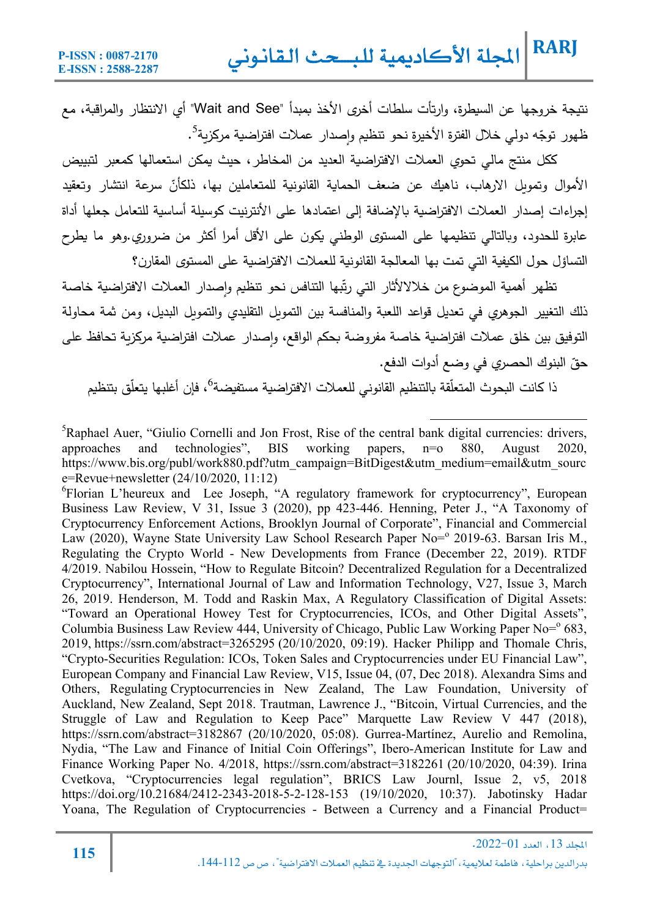نتيجة خروجها عن السيطرة، وارتأت سلطات أخرى الأخذ بمبدأ "Wait and See" أي الانتظار والمراقبة، مع ظهور توجّه دولي خلال الفترة الأخيرة نحو تنظيم وإصدار عملات افتراضية مركزية[5].

ككل منتج مالي تحوي العملات الافتراضية العديد من المخاطر، حيث يمكن استعمالها كمعبر لتبييض الأموال وتمويل الارهاب، ناهيك عن ضعف الحماية القانونية للمتعاملين بها، ذلكأنّ سرعة انتشار وتعقيد إجراءات إصدار العملات الافتراضية بالإضافة إلى اعتمادها على الأنترنيت كوسيلة أساسية للتعامل جعلها أداة عابرة للحدود، وبالتالي تنظيمها على المستوى الوطني يكون على الأقل أمرا أكثر من ضروري.وهو ما يطرح التساؤل حول الكيفية التي تمت بها المعالجة القانونية للعملات الافتراضية على المستوى المقارن؟

تظهر أهمية الموضوع من خلالالأثار التي رتّبها التنافس نحو تنظيم وإصدار العملات الافتراضية خاصة ذلك التغيير الجوهري في تعديل قواعد اللعبة والمنافسة بين التمويل التقليدي والتمويل البديل، ومن ثمة محاولة التوفيق بين خلق عملات افتراضية خاصة مفروضة بحكم الواقع، وإصدار عملات افتراضية مركزية تحافظ على حقّ البنوك الحصري في وضع أدوات الدفع.

ذا كانت البحوث المتعلّقة بالتنظيم القانوني للعملات الافتراضية مستفيضة[6]، فإن أغلبها يتعلّق بتنظيم

---

[5]Raphael Auer, "Giulio Cornelli and Jon Frost, Rise of the central bank digital currencies: drivers, approaches and technologies", BIS working papers, n=o 880, August 2020, https://www.bis.org/publ/work880.pdf?utm_campaign=BitDigest&utm_medium=email&utm_source=Revue+newsletter (24/10/2020, 11:12)

[6]Florian L'heureux and Lee Joseph, "A regulatory framework for cryptocurrency", European Business Law Review, V 31, Issue 3 (2020), pp 423-446. Henning, Peter J., "A Taxonomy of Cryptocurrency Enforcement Actions, Brooklyn Journal of Corporate", Financial and Commercial Law (2020), Wayne State University Law School Research Paper No=° 2019-63. Barsan Iris M., Regulating the Crypto World - New Developments from France (December 22, 2019). RTDF 4/2019. Nabilou Hossein, "How to Regulate Bitcoin? Decentralized Regulation for a Decentralized Cryptocurrency", International Journal of Law and Information Technology, V27, Issue 3, March 26, 2019. Henderson, M. Todd and Raskin Max, A Regulatory Classification of Digital Assets: "Toward an Operational Howey Test for Cryptocurrencies, ICOs, and Other Digital Assets", Columbia Business Law Review 444, University of Chicago, Public Law Working Paper No=° 683, 2019, https://ssrn.com/abstract=3265295 (20/10/2020, 09:19). Hacker Philipp and Thomale Chris, "Crypto-Securities Regulation: ICOs, Token Sales and Cryptocurrencies under EU Financial Law", European Company and Financial Law Review, V15, Issue 04, (07, Dec 2018). Alexandra Sims and Others, Regulating Cryptocurrencies in New Zealand, The Law Foundation, University of Auckland, New Zealand, Sept 2018. Trautman, Lawrence J., "Bitcoin, Virtual Currencies, and the Struggle of Law and Regulation to Keep Pace" Marquette Law Review V 447 (2018), https://ssrn.com/abstract=3182867 (20/10/2020, 05:08). Gurrea-Martínez, Aurelio and Remolina, Nydia, "The Law and Finance of Initial Coin Offerings", Ibero-American Institute for Law and Finance Working Paper No. 4/2018, https://ssrn.com/abstract=3182261 (20/10/2020, 04:39). Irina Cvetkova, "Cryptocurrencies legal regulation", BRICS Law Journl, Issue 2, v5, 2018 https://doi.org/10.21684/2412-2343-2018-5-2-128-153 (19/10/2020, 10:37). Jabotinsky Hadar Yoana, The Regulation of Cryptocurrencies - Between a Currency and a Financial Product=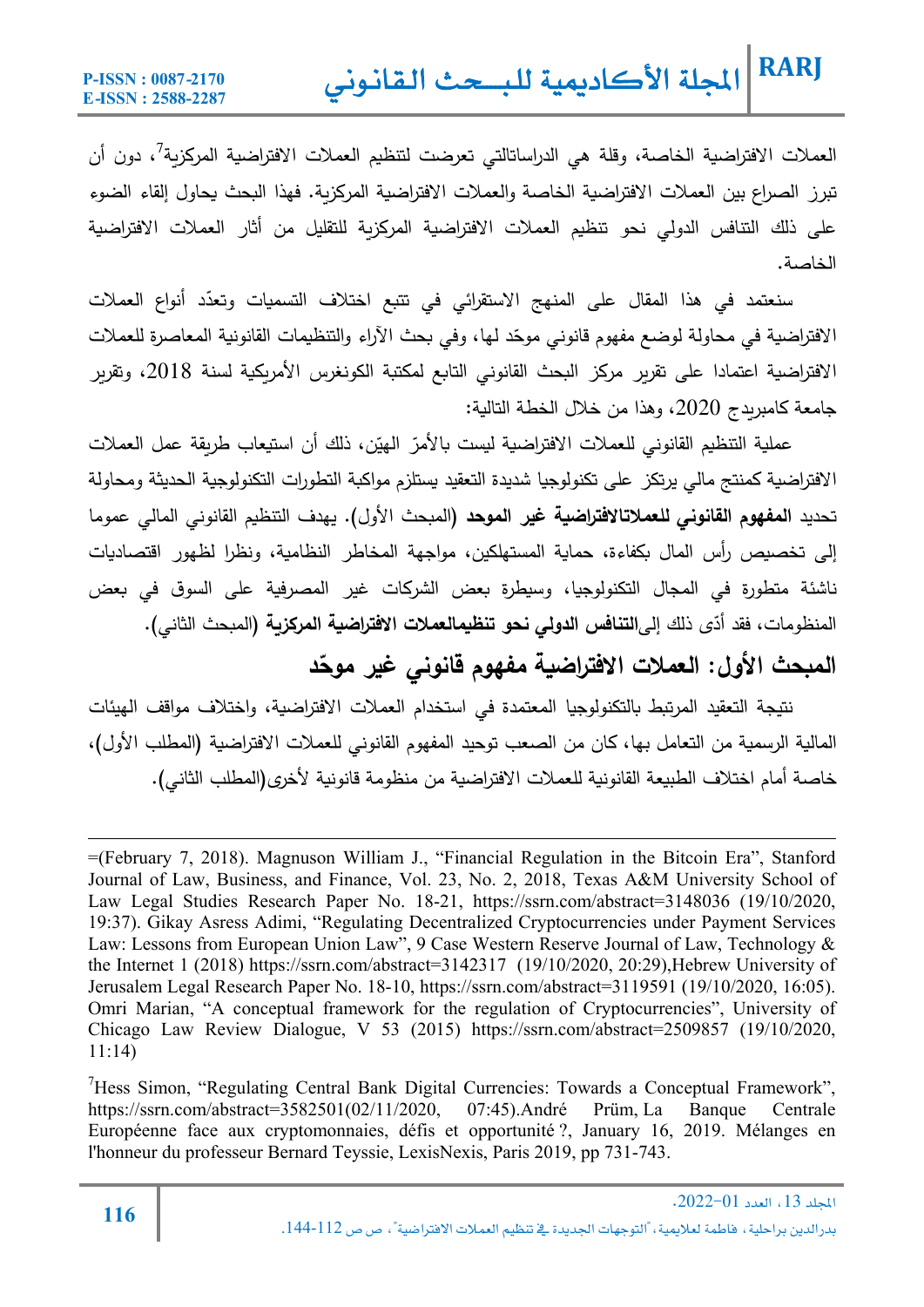العملات الافتراضية الخاصة، وقلة هي الدراساتالتي تعرضت لتنظيم العملات الافتراضية المركزية[7]، دون أن تبرز الصراع بين العملات الافتراضية الخاصة والعملات الافتراضية المركزية. فهذا البحث يحاول إلقاء الضوء على ذلك التنافس الدولي نحو تنظيم العملات الافتراضية المركزية للتقليل من أثار العملات الافتراضية الخاصة.

سنعتمد في هذا المقال على المنهج الاستقرائي في تتبع اختلاف التسميات وتعدّد أنواع العملات الافتراضية في محاولة لوضع مفهوم قانوني موحّد لها، وفي بحث الآراء والتنظيمات القانونية المعاصرة للعملات الافتراضية اعتمادا على تقرير مركز البحث القانوني التابع لمكتبة الكونغرس الأمريكية لسنة 2018، وتقرير جامعة كامبريدج 2020، وهذا من خلال الخطة التالية:

عملية التنظيم القانوني للعملات الافتراضية ليست بالأمرّ الهيّن، ذلك أن استيعاب طريقة عمل العملات الافتراضية كمنتج مالي يرتكز على تكنولوجيا شديدة التعقيد يستلزم مواكبة التطورات التكنولوجية الحديثة ومحاولة تحديد **المفهوم القانوني للعملاتالافتراضية غير الموحد** (المبحث الأول). يهدف التنظيم القانوني المالي عموما إلى تخصيص رأس المال بكفاءة، حماية المستهلكين، مواجهة المخاطر النظامية، ونظرا لظهور اقتصاديات ناشئة متطورة في المجال التكنولوجيا، وسيطرة بعض الشركات غير المصرفية على السوق في بعض المنظومات، فقد أدّى ذلك إلى**التنافس الدولي نحو تنظيمالعملات الافتراضية المركزية** (المبحث الثاني).

## المبحث الأول: العملات الافتراضية مفهوم قانوني غير موحّد

نتيجة التعقيد المرتبط بالتكنولوجيا المعتمدة في استخدام العملات الافتراضية، واختلاف مواقف الهيئات المالية الرسمية من التعامل بها، كان من الصعب توحيد المفهوم القانوني للعملات الافتراضية (المطلب الأول)، خاصة أمام اختلاف الطبيعة القانونية للعملات الافتراضية من منظومة قانونية لأخرى(المطلب الثاني).

---

=(February 7, 2018). Magnuson William J., "Financial Regulation in the Bitcoin Era", Stanford Journal of Law, Business, and Finance, Vol. 23, No. 2, 2018, Texas A&M University School of Law Legal Studies Research Paper No. 18-21, https://ssrn.com/abstract=3148036 (19/10/2020, 19:37). Gikay Asress Adimi, "Regulating Decentralized Cryptocurrencies under Payment Services Law: Lessons from European Union Law", 9 Case Western Reserve Journal of Law, Technology & the Internet 1 (2018) https://ssrn.com/abstract=3142317 (19/10/2020, 20:29),Hebrew University of Jerusalem Legal Research Paper No. 18-10, https://ssrn.com/abstract=3119591 (19/10/2020, 16:05). Omri Marian, "A conceptual framework for the regulation of Cryptocurrencies", University of Chicago Law Review Dialogue, V 53 (2015) https://ssrn.com/abstract=2509857 (19/10/2020, 11:14)

[7] Hess Simon, "Regulating Central Bank Digital Currencies: Towards a Conceptual Framework", https://ssrn.com/abstract=3582501(02/11/2020, 07:45).André Prüm, La Banque Centrale Européenne face aux cryptomonnaies, défis et opportunité ?, January 16, 2019. Mélanges en l'honneur du professeur Bernard Teyssie, LexisNexis, Paris 2019, pp 731-743.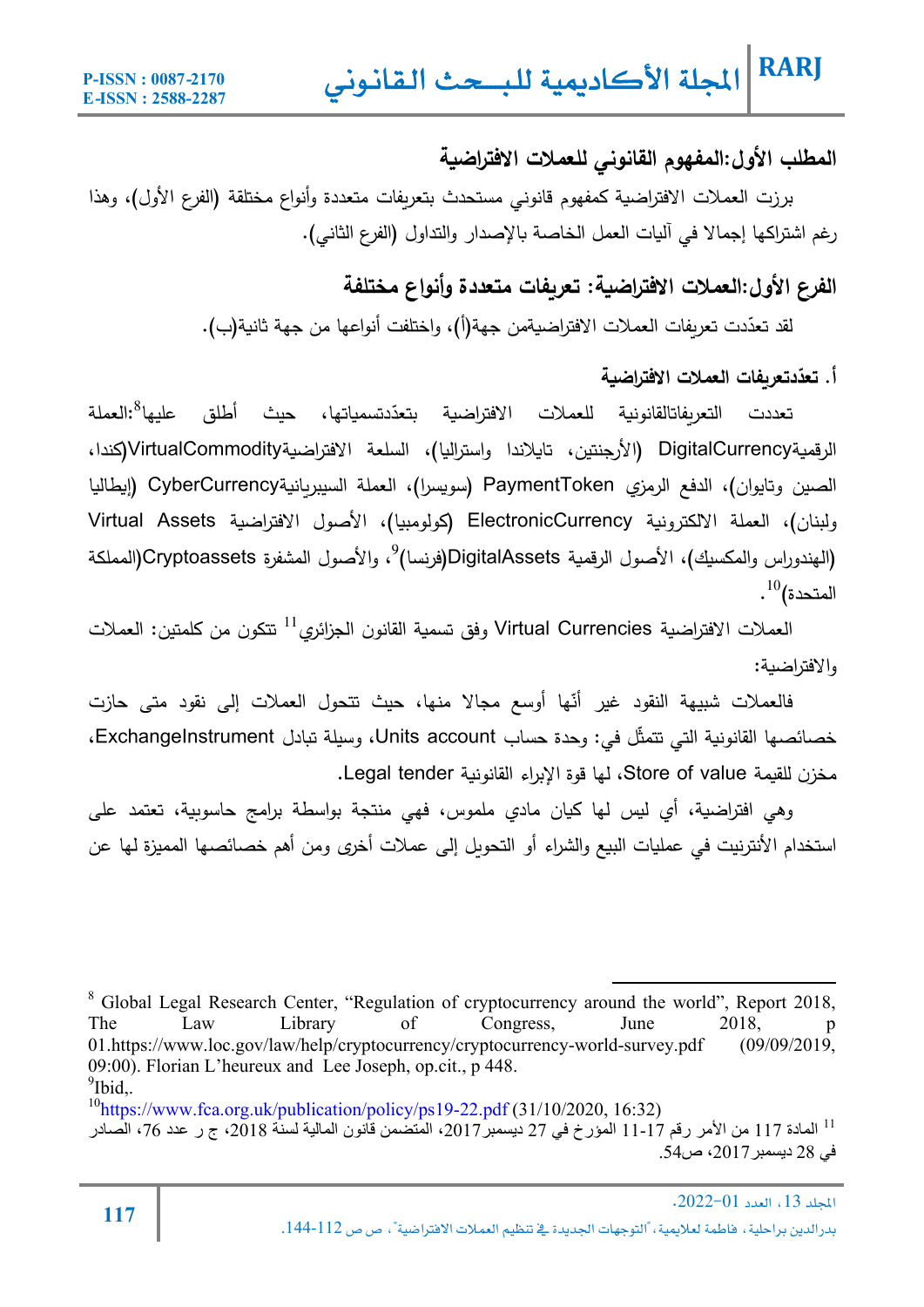## المطلب الأول:المفهوم القانوني للعملات الافتراضية

برزت العملات الافتراضية كمفهوم قانوني مستحدث بتعريفات متعددة وأنواع مختلفة (الفرع الأول)، وهذا رغم اشتراكها إجمالا في آليات العمل الخاصة بالإصدار والتداول (الفرع الثاني).

### الفرع الأول:العملات الافتراضية: تعريفات متعددة وأنواع مختلفة

لقد تعدّدت تعريفات العملات الافتراضيةمن جهة(أ)، واختلفت أنواعها من جهة ثانية(ب).

#### أ. تعدّدتعريفات العملات الافتراضية

تعددت التعريفاتالقانونية للعملات الافتراضية بتعدّدتسمياتها، حيث أطلق عليها[8]:العملة الرقميةDigitalCurrency (الأرجنتين، تايلاندا واستراليا)، السلعة الافتراضيةVirtualCommodity(كندا، الصين وتايوان)، الدفع الرمزي PaymentToken (سويسرا)، العملة السيبريانيةCyberCurrency (إيطاليا ولبنان)، العملة الالكترونية ElectronicCurrency (كولومبيا)، الأصول الافتراضية Virtual Assets (الهندوراس والمكسيك)، الأصول الرقمية DigitalAssets(فرنسا)[9]، والأصول المشفرة Cryptoassets(المملكة المتحدة)[10].

العملات الافتراضية Virtual Currencies وفق تسمية القانون الجزائري[11] تتكون من كلمتين: العملات والافتراضية:

فالعملات شبيهة النقود غير أنّها أوسع مجالا منها، حيث تتحول العملات إلى نقود متى حازت خصائصها القانونية التي تتمثّل في: وحدة حساب Units account، وسيلة تبادل ExchangeInstrument، مخزن للقيمة Store of value، لها قوة الإبراء القانونية Legal tender.

وهي افتراضية، أي ليس لها كيان مادي ملموس، فهي منتجة بواسطة برامج حاسوبية، تعتمد على استخدام الأنترنيت في عمليات البيع والشراء أو التحويل إلى عملات أخرى ومن أهم خصائصها المميزة لها عن

---

[8] Global Legal Research Center, “Regulation of cryptocurrency around the world”, Report 2018, The Law Library of Congress, June 2018, p 01.https://www.loc.gov/law/help/cryptocurrency/cryptocurrency-world-survey.pdf (09/09/2019, 09:00). Florian L’heureux and Lee Joseph, op.cit., p 448.

[9] Ibid,.

[10] https://www.fca.org.uk/publication/policy/ps19-22.pdf (31/10/2020, 16:32)

[11] المادة 117 من الأمر رقم 17-11 المؤرخ في 27 ديسمبر2017، المتضمن قانون المالية لسنة 2018، ج ر عدد 76، الصادر في 28 ديسمبر 2017، ص54.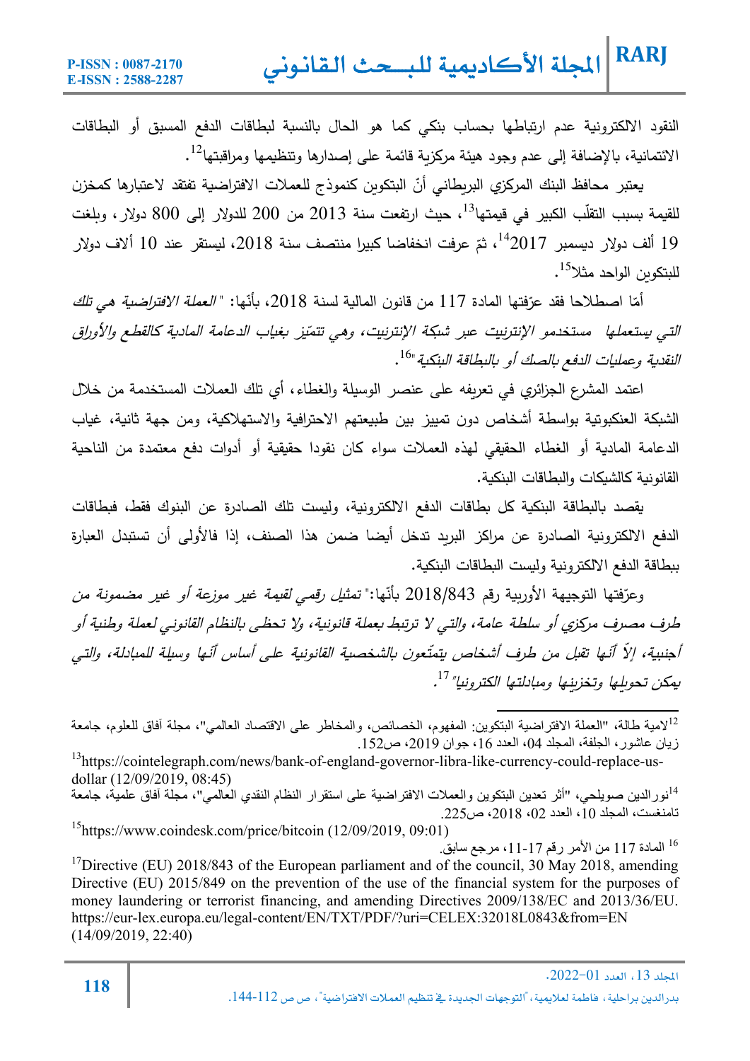النقود الالكترونية عدم ارتباطها بحساب بنكي كما هو الحال بالنسبة لبطاقات الدفع المسبق أو البطاقات الائتمانية، بالإضافة إلى عدم وجود هيئة مركزية قائمة على إصدارها وتنظيمها ومراقبتها[12].

يعتبر محافظ البنك المركزي البريطاني أنّ البتكوين كنموذج للعملات الافتراضية تفتقد لاعتبارها كمخزن للقيمة بسبب التقلّب الكبير في قيمتها[13]، حيث ارتفعت سنة 2013 من 200 للدولار إلى 800 دولار، وبلغت 19 ألف دولار ديسمبر 2017[14]، ثمّ عرفت انخفاضا كبيرا منتصف سنة 2018، ليستقر عند 10 آلاف دولار للبتكوين الواحد مثلا[15].

أمّا اصطلاحا فقد عرّفتها المادة 117 من قانون المالية لسنة 2018، بأنّها: *"العملة الافتراضية هي تلك التي يستعملها مستخدمو الإنترنيت عبر شبكة الإنترنيت، وهي تتميّز بغياب الدعامة المادية كالقطع والأوراق النقدية وعمليات الدفع بالصك أو بالبطاقة البنكية"*[16].

اعتمد المشرع الجزائري في تعريفه على عنصر الوسيلة والغطاء، أي تلك العملات المستخدمة من خلال الشبكة العنكبوتية بواسطة أشخاص دون تمييز بين طبيعتهم الاحترافية والاستهلاكية، ومن جهة ثانية، غياب الدعامة المادية أو الغطاء الحقيقي لهذه العملات سواء كان نقودا حقيقية أو أدوات دفع معتمدة من الناحية القانونية كالشيكات والبطاقات البنكية.

يقصد بالبطاقة البنكية كل بطاقات الدفع الالكترونية، وليست تلك الصادرة عن البنوك فقط، فبطاقات الدفع الالكترونية الصادرة عن مراكز البريد تدخل أيضا ضمن هذا الصنف، إذا فالأولى أن تستبدل العبارة ببطاقة الدفع الالكترونية وليست البطاقات البنكية.

وعرّفتها التوجيهة الأوربية رقم 2018/843 بأنّها:" *تمثيل رقمي لقيمة غير موزعة أو غير مضمونة من طرف مصرف مركزي أو سلطة عامة، والتي لا ترتبط بعملة قانونية، ولا تحظى بالنظام القانوني لعملة وطنية أو أجنبية، إلاّ أنها تقبل من طرف أشخاص يتمتّعون بالشخصية القانونية على أساس أنّها وسيلة للمبادلة، والتي يمكن تحويلها وتخزينها ومبادلتها الكترونيا*"[17].

---

[12] لامية طالة، "العملة الافتراضية البتكوين: المفهوم، الخصائص، والمخاطر على الاقتصاد العالمي"، مجلة آفاق للعلوم، جامعة زيان عاشور، الجلفة، المجلد 04، العدد 16، جوان 2019، ص152.

[13] https://cointelegraph.com/news/bank-of-england-governor-libra-like-currency-could-replace-us-dollar (12/09/2019, 08:45)

[14] نورالدين صويلحي، "أثر تعدين البتكوين والعملات الافتراضية على استقرار النظام النقدي العالمي"، مجلة آفاق علمية، جامعة تامنغست، المجلد 10، العدد 02، 2018، ص225.

[15] https://www.coindesk.com/price/bitcoin (12/09/2019, 09:01)

[16] المادة 117 من الأمر رقم 17-11، مرجع سابق.

[17] Directive (EU) 2018/843 of the European parliament and of the council, 30 May 2018, amending Directive (EU) 2015/849 on the prevention of the use of the financial system for the purposes of money laundering or terrorist financing, and amending Directives 2009/138/EC and 2013/36/EU. https://eur-lex.europa.eu/legal-content/EN/TXT/PDF/?uri=CELEX:32018L0843&from=EN (14/09/2019, 22:40)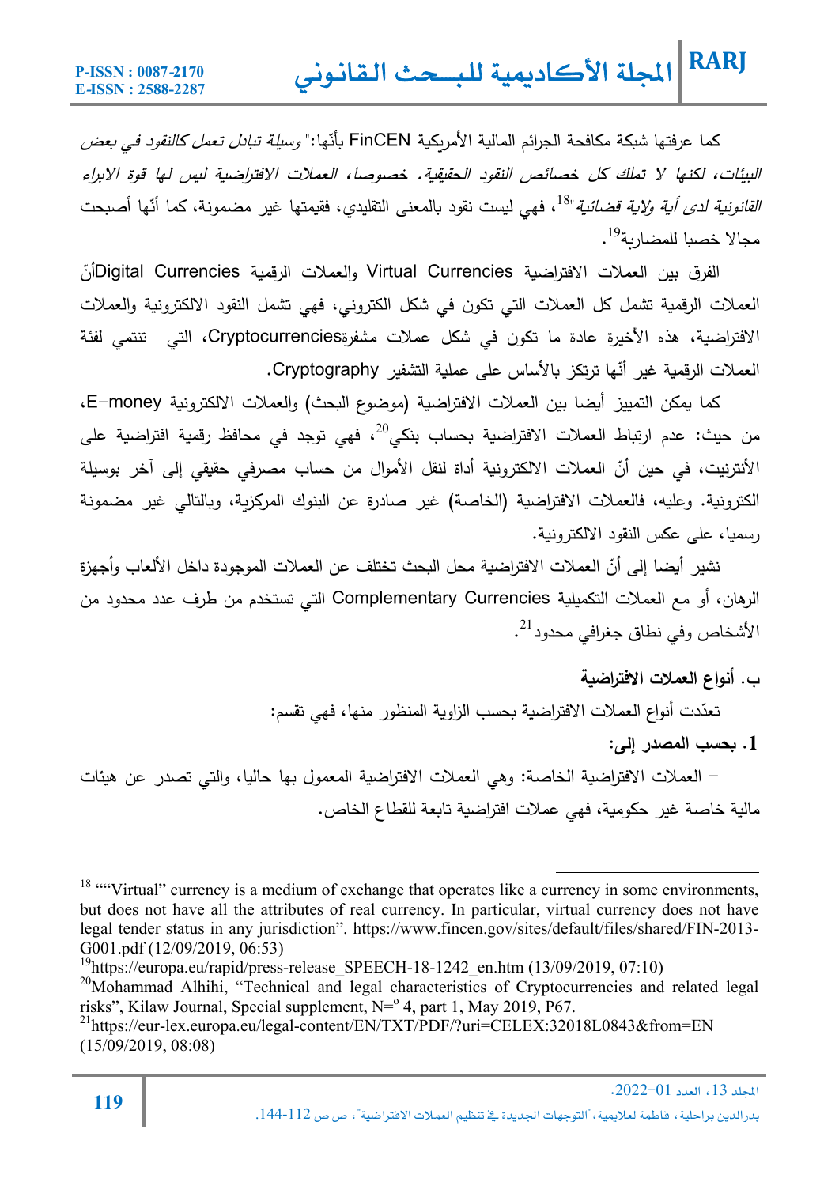كما عرفتها شبكة مكافحة الجرائم المالية الأمريكية FinCEN بأنّها:" *وسيلة تبادل تعمل كالنقود في بعض البيئات، لكنها لا تملك كل خصائص النقود الحقيقية. خصوصا، العملات الافتراضية ليس لها قوة الابراء القانونية لدى أية ولاية قضائية*"[18]، فهي ليست نقود بالمعنى التقليدي، فقيمتها غير مضمونة، كما أنّها أصبحت مجالا خصبا للمضاربة[19].

الفرق بين العملات الافتراضية Virtual Currencies والعملات الرقمية Digital Currenciesأنّ العملات الرقمية تشمل كل العملات التي تكون في شكل الكتروني، فهي تشمل النقود الالكترونية والعملات الافتراضية، هذه الأخيرة عادة ما تكون في شكل عملات مشفرةCryptocurrencies، التي تنتمي لفئة العملات الرقمية غير أنّها ترتكز بالأساس على عملية التشفير Cryptography.

كما يمكن التمييز أيضا بين العملات الافتراضية (موضوع البحث) والعملات الالكترونية E-money، من حيث: عدم ارتباط العملات الافتراضية بحساب بنكي[20]، فهي توجد في محافظ رقمية افتراضية على الأنترنيت، في حين أنّ العملات الالكترونية أداة لنقل الأموال من حساب مصرفي حقيقي إلى آخر بوسيلة الكترونية. وعليه، فالعملات الافتراضية (الخاصة) غير صادرة عن البنوك المركزية، وبالتالي غير مضمونة رسميا، على عكس النقود الالكترونية.

نشير أيضا إلى أنّ العملات الافتراضية محل البحث تختلف عن العملات الموجودة داخل الألعاب وأجهزة الرهان، أو مع العملات التكميلية Complementary Currencies التي تستخدم من طرف عدد محدود من الأشخاص وفي نطاق جغرافي محدود[21].

**ب. أنواع العملات الافتراضية**

تعدّدت أنواع العملات الافتراضية بحسب الزاوية المنظور منها، فهي تقسم:

**1. بحسب المصدر إلى:**

- العملات الافتراضية الخاصة: وهي العملات الافتراضية المعمول بها حاليا، والتي تصدر عن هيئات مالية خاصة غير حكومية، فهي عملات افتراضية تابعة للقطاع الخاص.

---

[18] ““Virtual” currency is a medium of exchange that operates like a currency in some environments, but does not have all the attributes of real currency. In particular, virtual currency does not have legal tender status in any jurisdiction”. https://www.fincen.gov/sites/default/files/shared/FIN-2013-G001.pdf (12/09/2019, 06:53)

[19] https://europa.eu/rapid/press-release_SPEECH-18-1242_en.htm (13/09/2019, 07:10)

[20] Mohammad Alhihi, “Technical and legal characteristics of Cryptocurrencies and related legal risks”, Kilaw Journal, Special supplement, N=° 4, part 1, May 2019, P67.

[21] https://eur-lex.europa.eu/legal-content/EN/TXT/PDF/?uri=CELEX:32018L0843&from=EN (15/09/2019, 08:08)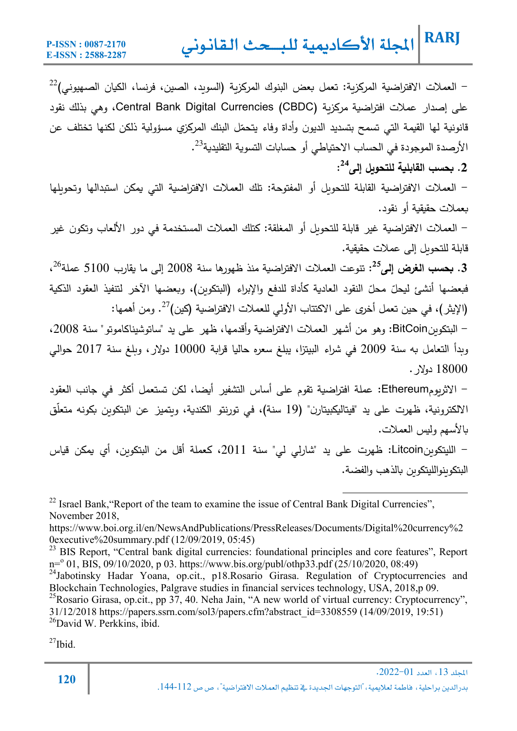– العملات الافتراضية المركزية: تعمل بعض البنوك المركزية (السويد، الصين، فرنسا، الكيان الصهيوني)[22] على إصدار عملات افتراضية مركزية Central Bank Digital Currencies (CBDC)، وهي بذلك نقود قانونية لها القيمة التي تسمح بتسديد الديون وأداة وفاء يتحمّل البنك المركزي مسؤولية ذلكن لكنها تختلف عن الأرصدة الموجودة في الحساب الاحتياطي أو حسابات التسوية التقليدية[23].

**2. بحسب القابلية للتحويل إلى[24]:**

– العملات الافتراضية القابلة للتحويل أو المفتوحة: تلك العملات الافتراضية التي يمكن استبدالها وتحويلها بعملات حقيقية أو نقود.

– العملات الافتراضية غير قابلة للتحويل أو المغلقة: كتلك العملات المستخدمة في دور الألعاب وتكون غير قابلة للتحويل إلى عملات حقيقية.

**3. بحسب الغرض إلى[25]:** تنوعت العملات الافتراضية منذ ظهورها سنة 2008 إلى ما يقارب 5100 عملة[26]، فبعضها أنشئ ليحلّ محلّ النقود العادية كأداة للدفع والإبراء (البتكوين)، وبعضها الآخر لتنفيذ العقود الذكية (الإيثر)، في حين تعمل أخرى على الاكتتاب الأولي للعملات الافتراضية (كين)[27]. ومن أهمها:

– البتكوينBitCoin: وهو من أشهر العملات الافتراضية وأقدمها، ظهر على يد "ساتوشيناكاموتو" سنة 2008، وبدأ التعامل به سنة 2009 في شراء البيتزا، يبلغ سعره حاليا قرابة 10000 دولار، وبلغ سنة 2017 حوالي 18000 دولار.

– الاثريومEthereum: عملة افتراضية تقوم على أساس التشفير أيضا، لكن تستعمل أكثر في جانب العقود الالكترونية، ظهرت على يد "فيتاليكبيتارن" (19 سنة)، في تورنتو الكندية، ويتميز عن البتكوين بكونه متعلّق بالأسهم وليس العملات.

– اللايتكوينLitcoin: ظهرت على يد "شارلي لي" سنة 2011، كعملة أقل من البتكوين، أي يمكن قياس البتكوينواللايتكوين بالذهب والفضة.

---

[22] Israel Bank,"Report of the team to examine the issue of Central Bank Digital Currencies", November 2018, https://www.boi.org.il/en/NewsAndPublications/PressReleases/Documents/Digital%20currency%20executive%20summary.pdf (12/09/2019, 05:45)

[23] BIS Report, "Central bank digital currencies: foundational principles and core features", Report n=° 01, BIS, 09/10/2020, p 03. https://www.bis.org/publ/othp33.pdf (25/10/2020, 08:49)

[24] Jabotinsky Hadar Yoana, op.cit., p18.Rosario Girasa. Regulation of Cryptocurrencies and Blockchain Technologies, Palgrave studies in financial services technology, USA, 2018,p 09.

[25] Rosario Girasa, op.cit., pp 37, 40. Neha Jain, "A new world of virtual currency: Cryptocurrency", 31/12/2018 https://papers.ssrn.com/sol3/papers.cfm?abstract_id=3308559 (14/09/2019, 19:51)

[26] David W. Perkkins, ibid.

[27] Ibid.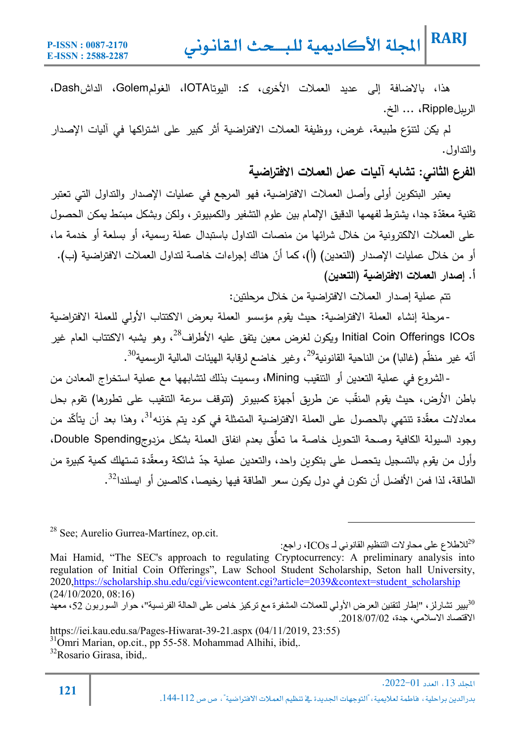هذا، بالاضافة إلى عديد العملات الأخرى، كـ: اليوتاIOTA، الغولمGolem، الداشDash، الريبلRipple، ... الخ.

لم يكن لتنوّع طبيعة، غرض، ووظيفة العملات الافتراضية أثر كبير على اشتراكها في آليات الإصدار والتداول.

## الفرع الثاني: تشابه آليات عمل العملات الافتراضية

يعتبر البتكوين أولى وأصل العملات الافتراضية، فهو المرجع في عمليات الإصدار والتداول التي تعتبر تقنية معقدّة جدا، يشترط لفهمها الدقيق الإلمام بين علوم التشفير والكمبيوتر، ولكن وبشكل مبسّط يمكن الحصول على العملات الالكترونية من خلال شرائها من منصات التداول باستبدال عملة رسمية، أو بسلعة أو خدمة ما، أو من خلال عمليات الإصدار (التعدين) (أ)، كما أنّ هناك إجراءات خاصة لتداول العملات الافتراضية (ب).

### أ. إصدار العملات الافتراضية (التعدين)

تتم عملية إصدار العملات الافتراضية من خلال مرحلتين:

- مرحلة إنشاء العملة الافتراضية: حيث يقوم مؤسسو العملة بعرض الاكتتاب الأولي للعملة الافتراضية Initial Coin Offerings ICOs ويكون لغرض معين يتفق عليه الأطراف[28]، وهو يشبه الاكتتاب العام غير أنّه غير منظّم (غالبا) من الناحية القانونية[29]، وغير خاضع لرقابة الهيئات المالية الرسمية[30].
- الشروع في عملية التعدين أو التنقيب Mining، وسميت بذلك لتشابهها مع عملية استخراج المعادن من باطن الأرض، حيث يقوم المنقّب عن طريق أجهزة كمبيوتر (تتوقف سرعة التنقيب على تطورها) تقوم بحل معادلات معقّدة تنتهي بالحصول على العملة الافتراضية المتمثلة في كود يتم خزنه[31]، وهذا بعد أن يتأكّد من وجود السيولة الكافية وصحة التحويل خاصة ما تعلّق بعدم انفاق العملة بشكل مزدوجDouble Spending، وأول من يقوم بالتسجيل يتحصل على بتكوين واحد، والتعدين عملية جدّ شائكة ومعقّدة تستهلك كمية كبيرة من الطاقة، لذا فمن الأفضل أن تكون في دول يكون سعر الطاقة فيها رخيصا، كالصين أو ايسلندا[32].

---

[28] See; Aurelio Gurrea-Martínez, op.cit.

[29] للاطلاع على محاولات التنظيم القانوني لـ ICOs، راجع:

Mai Hamid, "The SEC's approach to regulating Cryptocurrency: A preliminary analysis into regulation of Initial Coin Offerings", Law School Student Scholarship, Seton hall University, 2020,https://scholarship.shu.edu/cgi/viewcontent.cgi?article=2039&context=student_scholarship (24/10/2020, 08:16)

[30] بيير تشارلز، "إطار لتقنين العرض الأولي للعملات المشفرة مع تركيز خاص على الحالة الفرنسية"، حوار السوربون 52، معهد الاقتصاد الاسلامي، جدة، 2018/07/02.

https://iei.kau.edu.sa/Pages-Hiwarat-39-21.aspx (04/11/2019, 23:55)

[31] Omri Marian, op.cit., pp 55-58. Mohammad Alhihi, ibid,.

[32] Rosario Girasa, ibid,.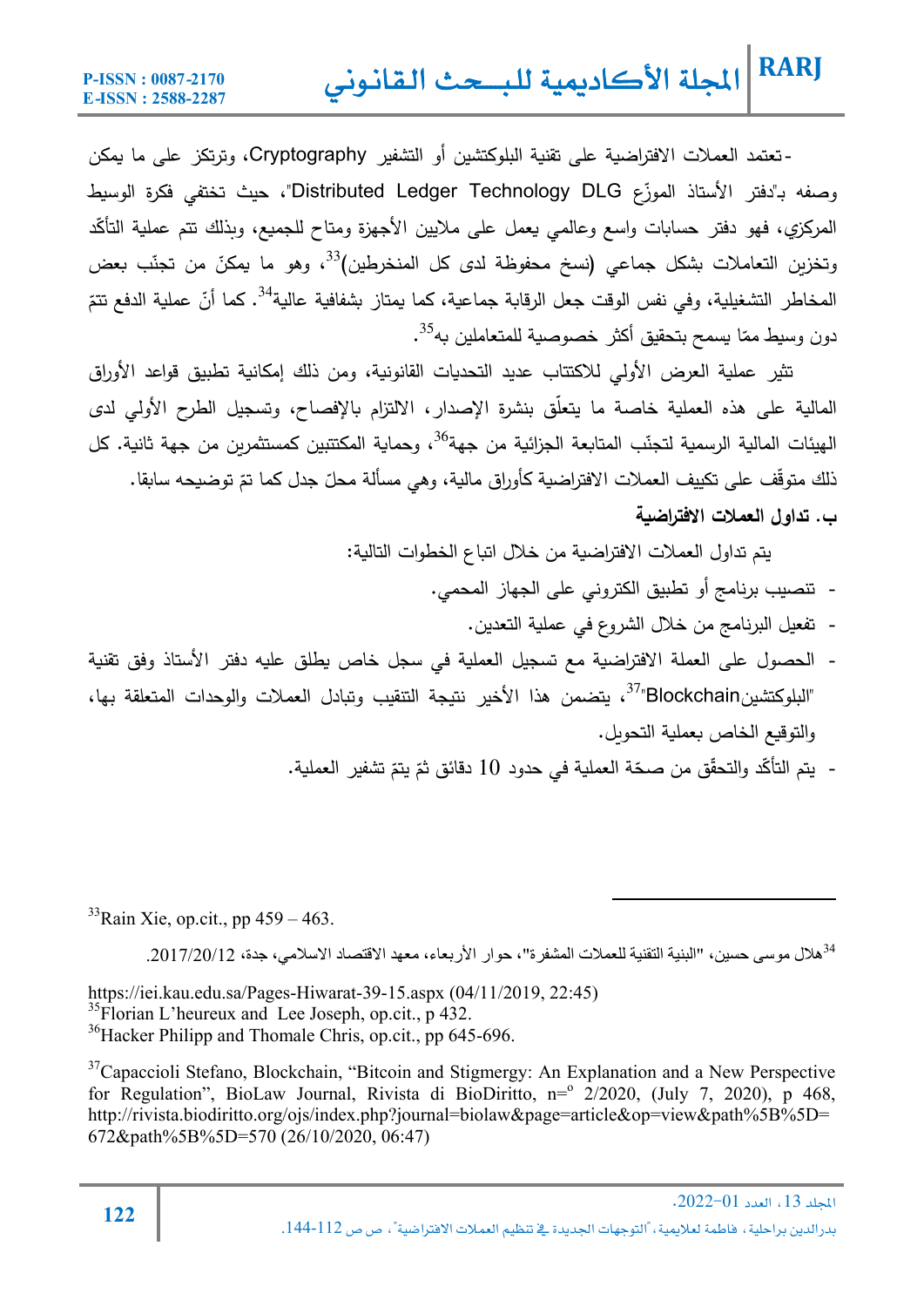-تعتمد العملات الافتراضية على تقنية البلوكتشين أو التشفير Cryptography، وترتكز على ما يمكن وصفه بـ"دفتر الأستاذ الموزّع Distributed Ledger Technology DLG"، حيث تختفي فكرة الوسيط المركزي، فهو دفتر حسابات واسع وعالمي يعمل على ملايين الأجهزة ومتاح للجميع، وبذلك تتم عملية التأكّد وتخزين التعاملات بشكل جماعي (نسخ محفوظة لدى كل المنخرطين)[33]، وهو ما يمكّن من تجنّب بعض المخاطر التشغيلية، وفي نفس الوقت جعل الرقابة جماعية، كما يمتاز بشفافية عالية[34]. كما أنّ عملية الدفع تتمّ دون وسيط ممّا يسمح بتحقيق أكثر خصوصية للمتعاملين به[35].

تثير عملية العرض الأولي للاكتتاب عديد التحديات القانونية، ومن ذلك إمكانية تطبيق قواعد الأوراق المالية على هذه العملية خاصة ما يتعلّق بنشرة الإصدار، الالتزام بالإفصاح، وتسجيل الطرح الأولي لدى الهيئات المالية الرسمية لتجنّب المتابعة الجزائية من جهة[36]، وحماية المكتتبين كمستثمرين من جهة ثانية. كل ذلك متوقّف على تكييف العملات الافتراضية كأوراق مالية، وهي مسألة محلّ جدل كما تمّ توضيحه سابقا.

**ب. تداول العملات الافتراضية**

يتم تداول العملات الافتراضية من خلال اتباع الخطوات التالية:

- تنصيب برنامج أو تطبيق الكتروني على الجهاز المحمي.
- تفعيل البرنامج من خلال الشروع في عملية التعدين.
- الحصول على العملة الافتراضية مع تسجيل العملية في سجل خاص يطلق عليه دفتر الأستاذ وفق تقنية "البلوكتشينBlockchain"[37]، يتضمن هذا الأخير نتيجة التنقيب وتبادل العملات والوحدات المتعلقة بها، والتوقيع الخاص بعملية التحويل.
- يتم التأكّد والتحقّق من صحّة العملية في حدود 10 دقائق ثمّ يتمّ تشفير العملية.

---

[33] Rain Xie, op.cit., pp 459 – 463.

[34] هلال موسى حسين، "البنية التقنية للعملات المشفرة"، حوار الأربعاء، معهد الاقتصاد الاسلامي، جدة، 2017/20/12.

https://iei.kau.edu.sa/Pages-Hiwarat-39-15.aspx (04/11/2019, 22:45)

[35] Florian L'heureux and Lee Joseph, op.cit., p 432.

[36] Hacker Philipp and Thomale Chris, op.cit., pp 645-696.

[37] Capaccioli Stefano, Blockchain, "Bitcoin and Stigmergy: An Explanation and a New Perspective for Regulation", BioLaw Journal, Rivista di BioDiritto, n=° 2/2020, (July 7, 2020), p 468, http://rivista.biodiritto.org/ojs/index.php?journal=biolaw&page=article&op=view&path%5B%5D=672&path%5B%5D=570 (26/10/2020, 06:47)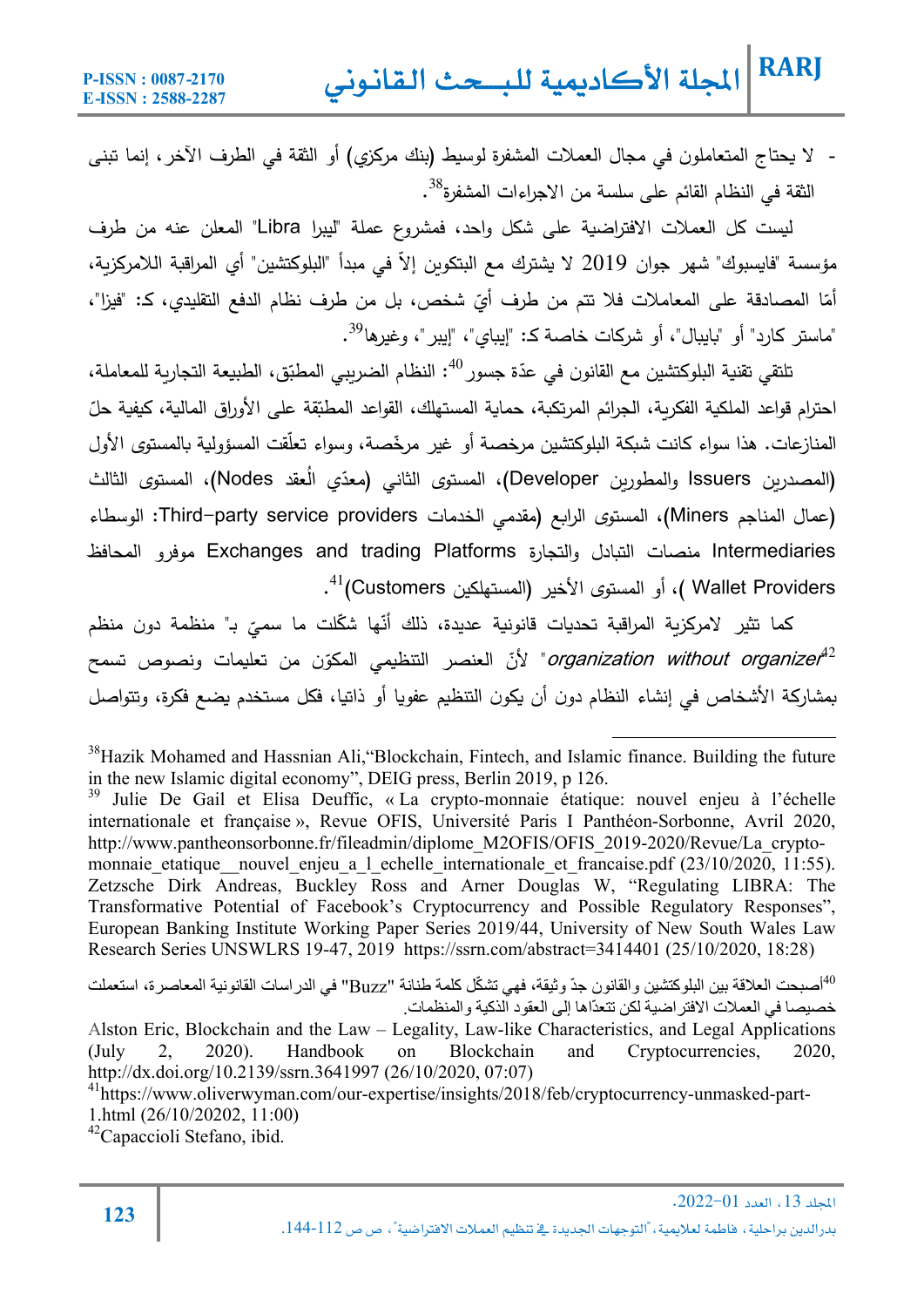- لا يحتاج المتعاملون في مجال العملات المشفرة لوسيط (بنك مركزي) أو الثقة في الطرف الآخر، إنما تبنى الثقة في النظام القائم على سلسلة من الاجراءات المشفرة[38].

ليست كل العملات الافتراضية على شكل واحد، فمشروع عملة "ليبرا Libra" المعلن عنه من طرف مؤسسة "فايسبوك" شهر جوان 2019 لا يشترك مع البتكوين إلاّ في مبدأ "البلوكتشين" أي المراقبة اللامركزية، أمّا المصادقة على المعاملات فلا تتم من طرف أيّ شخص، بل من طرف نظام الدفع التقليدي، كـ: "فيزا"، "ماستر كارد" أو "بايبال"، أو شركات خاصة كـ: "إيباي"، "إيبر"، وغيرها[39].

تلتقي تقنية البلوكتشين مع القانون في عدّة جسور[40]: النظام الضريبي المطبّق، الطبيعة التجارية للمعاملة، احترام قواعد الملكية الفكرية، الجرائم المرتكبة، حماية المستهلك، القواعد المطبّقة على الأوراق المالية، كيفية حلّ المنازعات. هذا سواء كانت شبكة البلوكتشين مرخصة أو غير مرخّصة، وسواء تعلّقت المسؤولية بالمستوى الأول (المصدرين Issuers والمطورين Developer)، المستوى الثاني (معدّي العُقد Nodes)، المستوى الثالث (عمال المناجم Miners)، المستوى الرابع (مقدمي الخدمات Third-party service providers: الوسطاء Intermediaries منصات التبادل والتجارة Exchanges and trading Platforms موفرو المحافظ Wallet Providers )، أو المستوى الأخير (المستهلكين Customers)[41].

كما تثير لامركزية المراقبة تحديات قانونية عديدة، ذلك أنّها شكّلت ما سميّ بـ" منظمة دون منظم *organization without organizer*[42]" لأنّ العنصر التنظيمي المكوّن من تعليمات ونصوص تسمح بمشاركة الأشخاص في إنشاء النظام دون أن يكون التنظيم عفويا أو ذاتيا، فكل مستخدم يضع فكرة، وتتواصل

---

[38] Hazik Mohamed and Hassnian Ali,“Blockchain, Fintech, and Islamic finance. Building the future in the new Islamic digital economy”, DEIG press, Berlin 2019, p 126.

[39] Julie De Gail et Elisa Deuffic, « La crypto-monnaie étatique: nouvel enjeu à l’échelle internationale et française », Revue OFIS, Université Paris I Panthéon-Sorbonne, Avril 2020, http://www.pantheonsorbonne.fr/fileadmin/diplome_M2OFIS/OFIS_2019-2020/Revue/La_crypto-monnaie_etatique__nouvel_enjeu_a_l_echelle_internationale_et_francaise.pdf (23/10/2020, 11:55). Zetzsche Dirk Andreas, Buckley Ross and Arner Douglas W, “Regulating LIBRA: The Transformative Potential of Facebook’s Cryptocurrency and Possible Regulatory Responses”, European Banking Institute Working Paper Series 2019/44, University of New South Wales Law Research Series UNSWLRS 19-47, 2019 https://ssrn.com/abstract=3414401 (25/10/2020, 18:28)

[40] أصبحت العلاقة بين البلوكتشين والقانون جدّ وثيقة، فهي تشكّل كلمة طنانة "Buzz" في الدراسات القانونية المعاصرة، استعملت خصيصا في العملات الافتراضية لكن تتعدّاها إلى العقود الذكية والمنظمات.

Alston Eric, Blockchain and the Law – Legality, Law-like Characteristics, and Legal Applications (July 2, 2020). Handbook on Blockchain and Cryptocurrencies, 2020, http://dx.doi.org/10.2139/ssrn.3641997 (26/10/2020, 07:07)

[41] https://www.oliverwyman.com/our-expertise/insights/2018/feb/cryptocurrency-unmasked-part-1.html (26/10/20202, 11:00)

[42] Capaccioli Stefano, ibid.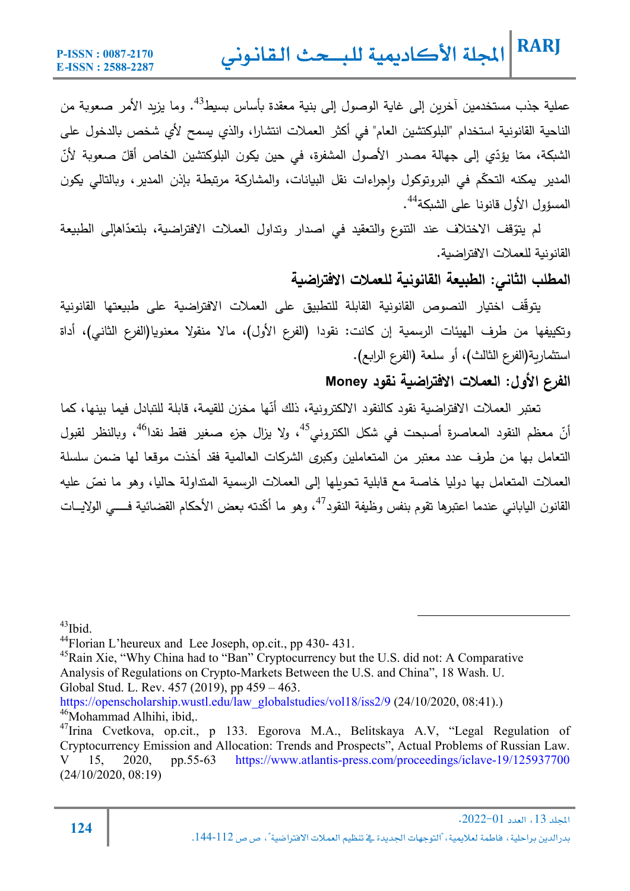عملية جذب مستخدمين آخرين إلى غاية الوصول إلى بنية معقدة بأساس بسيط[43]. وما يزيد الأمر صعوبة من الناحية القانونية استخدام "البلوكتشين العام" في أكثر العملات انتشارا، والذي يسمح لأي شخص بالدخول على الشبكة، ممّا يؤدّي إلى جهالة مصدر الأصول المشفرة، في حين يكون البلوكتشين الخاص أقلّ صعوبة لأنّ المدير يمكنه التحكّم في البروتوكول وإجراءات نقل البيانات، والمشاركة مرتبطة بإذن المدير، وبالتالي يكون المسؤول الأول قانونا على الشبكة[44].

لم يتوقف الاختلاف عند التنوع والتعقيد في اصدار وتداول العملات الافتراضية، بلتعدّاهإلى الطبيعة القانونية للعملات الافتراضية.

## المطلب الثاني: الطبيعة القانونية للعملات الافتراضية

يتوقّف اختيار النصوص القانونية القابلة للتطبيق على العملات الافتراضية على طبيعتها القانونية وتكييفها من طرف الهيئات الرسمية إن كانت: نقودا (الفرع الأول)، مالا منقولا معنويا(الفرع الثاني)، أداة استثمارية(الفرع الثالث)، أو سلعة (الفرع الرابع).

### الفرع الأول: العملات الافتراضية نقود Money

تعتبر العملات الافتراضية نقود كالنقود الالكترونية، ذلك أنّها مخزن للقيمة، قابلة للتبادل فيما بينها، كما أنّ معظم النقود المعاصرة أصبحت في شكل الكتروني[45]، ولا يزال جزء صغير فقط نقدا[46]، وبالنظر لقبول التعامل بها من طرف عدد معتبر من المتعاملين وكبرى الشركات العالمية فقد أخذت موقعا لها ضمن سلسلة العملات المتعامل بها دوليا خاصة مع قابلية تحويلها إلى العملات الرسمية المتداولة حاليا، وهو ما نصّ عليه القانون الياباني عندما اعتبرها تقوم بنفس وظيفة النقود[47]، وهو ما أكّدته بعض الأحكام القضائية فـــي الولايــات

---

[43] Ibid.

[44] Florian L'heureux and Lee Joseph, op.cit., pp 430- 431.

[45] Rain Xie, "Why China had to "Ban" Cryptocurrency but the U.S. did not: A Comparative Analysis of Regulations on Crypto-Markets Between the U.S. and China", 18 Wash. U. Global Stud. L. Rev. 457 (2019), pp 459 – 463. https://openscholarship.wustl.edu/law_globalstudies/vol18/iss2/9 (24/10/2020, 08:41).)

[46] Mohammad Alhihi, ibid,.

[47] Irina Cvetkova, op.cit., p 133. Egorova M.A., Belitskaya A.V, "Legal Regulation of Cryptocurrency Emission and Allocation: Trends and Prospects", Actual Problems of Russian Law. V 15, 2020, pp.55-63 https://www.atlantis-press.com/proceedings/iclave-19/125937700 (24/10/2020, 08:19)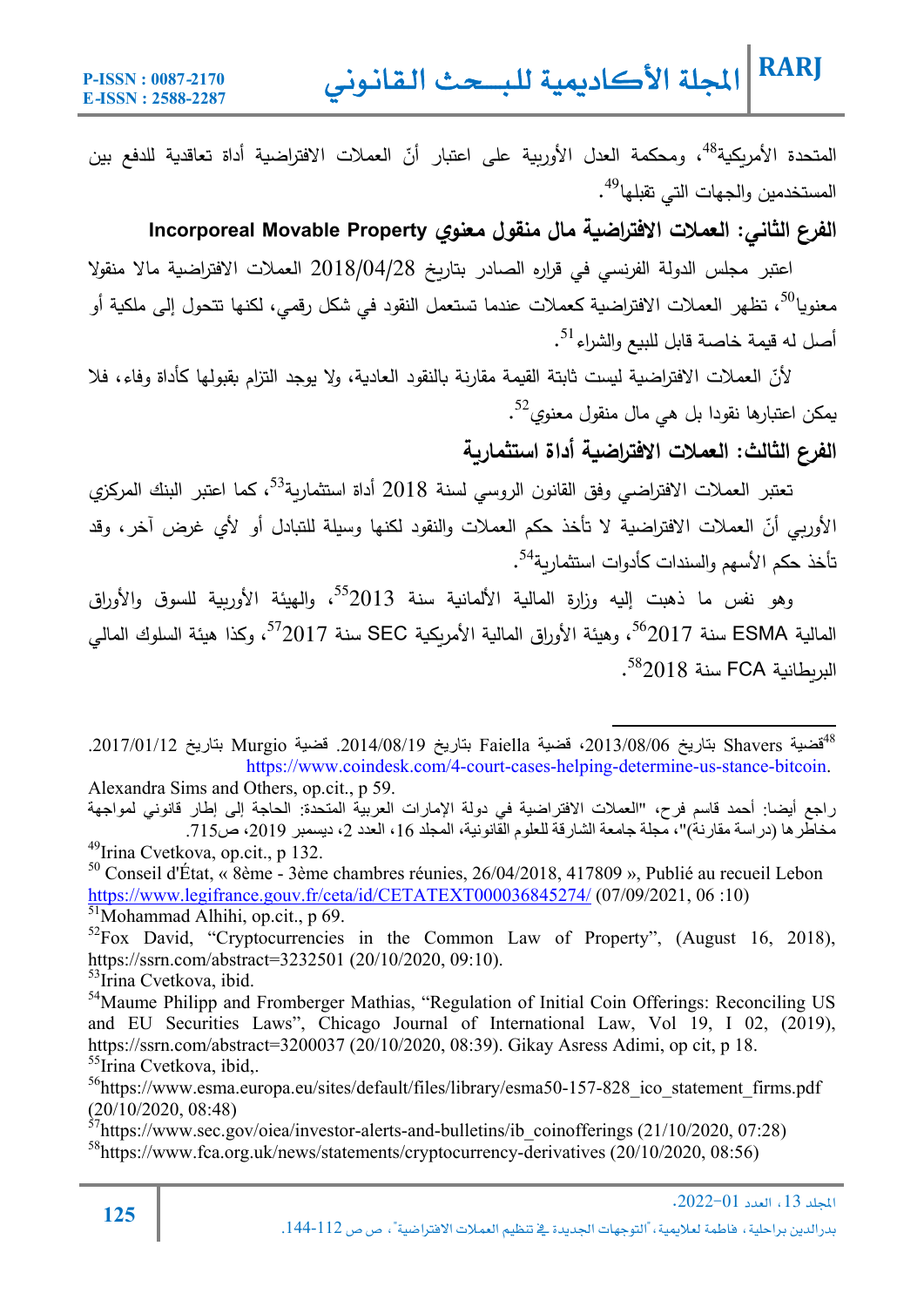المتحدة الأمريكية[48]، ومحكمة العدل الأوربية على اعتبار أنّ العملات الافتراضية أداة تعاقدية للدفع بين المستخدمين والجهات التي تقبلها[49].

### الفرع الثاني: العملات الافتراضية مال منقول معنوي Incorporeal Movable Property

اعتبر مجلس الدولة الفرنسي في قراره الصادر بتاريخ 2018/04/28 العملات الافتراضية مالا منقولا معنويا[50]، تظهر العملات الافتراضية كعملات عندما تستعمل النقود في شكل رقمي، لكنها تتحول إلى ملكية أو أصل له قيمة خاصة قابل للبيع والشراء[51].

لأنّ العملات الافتراضية ليست ثابتة القيمة مقارنة بالنقود العادية، ولا يوجد التزام بقبولها كأداة وفاء، فلا يمكن اعتبارها نقودا بل هي مال منقول معنوي[52].

### الفرع الثالث: العملات الافتراضية أداة استثمارية

تعتبر العملات الافتراضي وفق القانون الروسي لسنة 2018 أداة استثمارية[53]، كما اعتبر البنك المركزي الأوربي أنّ العملات الافتراضية لا تأخذ حكم العملات والنقود لكنها وسيلة للتبادل أو لأي غرض آخر، وقد تأخذ حكم الأسهم والسندات كأدوات استثمارية[54].

وهو نفس ما ذهبت إليه وزارة المالية الألمانية سنة 2013[55]، والهيئة الأوربية للسوق والأوراق المالية ESMA سنة 2017[56]، وهيئة الأوراق المالية الأمريكية SEC سنة 2017[57]، وكذا هيئة السلوك المالي البريطانية FCA سنة 2018[58].

---

[48] قضية Shavers بتاريخ 2013/08/06، قضية Faiella بتاريخ 2014/08/19. قضية Murgio بتاريخ 2017/01/12. https://www.coindesk.com/4-court-cases-helping-determine-us-stance-bitcoin.
Alexandra Sims and Others, op.cit., p 59.
راجع أيضا: أحمد قاسم فرح، "العملات الافتراضية في دولة الإمارات العربية المتحدة: الحاجة إلى إطار قانوني لمواجهة مخاطرها (دراسة مقارنة)"، مجلة جامعة الشارقة للعلوم القانونية، المجلد 16، العدد 2، ديسمبر 2019، ص715.

[49] Irina Cvetkova, op.cit., p 132.

[50] Conseil d'État, « 8ème - 3ème chambres réunies, 26/04/2018, 417809 », Publié au recueil Lebon https://www.legifrance.gouv.fr/ceta/id/CETATEXT000036845274/ (07/09/2021, 06 :10)

[51] Mohammad Alhihi, op.cit., p 69.

[52] Fox David, "Cryptocurrencies in the Common Law of Property", (August 16, 2018), https://ssrn.com/abstract=3232501 (20/10/2020, 09:10).

[53] Irina Cvetkova, ibid.

[54] Maume Philipp and Fromberger Mathias, "Regulation of Initial Coin Offerings: Reconciling US and EU Securities Laws", Chicago Journal of International Law, Vol 19, I 02, (2019), https://ssrn.com/abstract=3200037 (20/10/2020, 08:39). Gikay Asress Adimi, op cit, p 18.

[55] Irina Cvetkova, ibid,.

[56] https://www.esma.europa.eu/sites/default/files/library/esma50-157-828_ico_statement_firms.pdf (20/10/2020, 08:48)

[57] https://www.sec.gov/oiea/investor-alerts-and-bulletins/ib_coinofferings (21/10/2020, 07:28)

[58] https://www.fca.org.uk/news/statements/cryptocurrency-derivatives (20/10/2020, 08:56)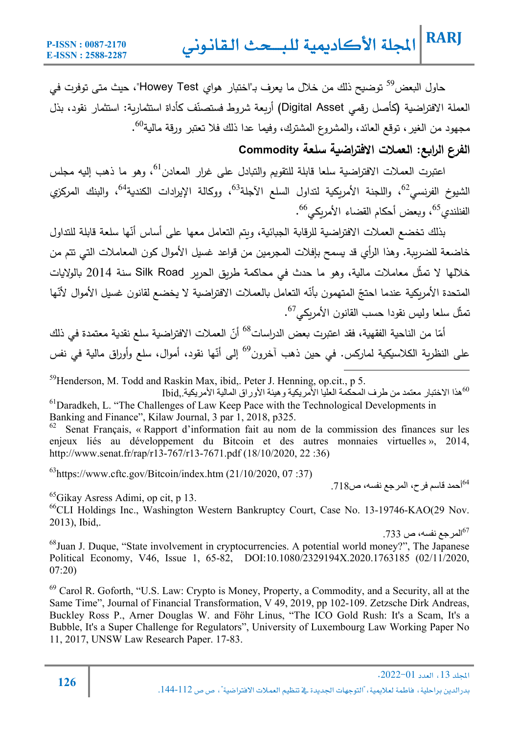حاول البعض[59] توضيح ذلك من خلال ما يعرف بـ"اختبار هواي Howey Test"، حيث متى توفرت في العملة الافتراضية (كأصل رقمي Digital Asset) أربعة شروط فستصنّف كأداة استثمارية: استثمار نقود، بذل مجهود من الغير، توقع العائد، والمشروع المشترك، وفيما عدا ذلك فلا تعتبر ورقة مالية[60].

## الفرع الرابع: العملات الافتراضية سلعة Commodity

اعتبرت العملات الافتراضية سلعا قابلة للتقويم والتبادل على غرار المعادن[61]، وهو ما ذهب إليه مجلس الشيوخ الفرنسي[62]، واللجنة الأمريكية لتداول السلع الآجلة[63]، ووكالة الإيرادات الكندية[64]، والبنك المركزي الفنلندي[65]، وبعض أحكام القضاء الأمريكي[66].

بذلك تخضع العملات الافتراضية للرقابة الجبائية، ويتم التعامل معها على أساس أنّها سلعة قابلة للتداول خاضعة للضريبة. وهذا الرأي قد يسمح بإفلات المجرمين من قواعد غسيل الأموال كون المعاملات التي تتم من خلالها لا تمثّل معاملات مالية، وهو ما حدث في محاكمة طريق الحرير Silk Road سنة 2014 بالولايات المتحدة الأمريكية عندما احتجّ المتهمون بأنّه التعامل بالعملات الافتراضية لا يخضع لقانون غسيل الأموال لأنّها تمثّل سلعا وليس نقودا حسب القانون الأمريكي[67].

أمّا من الناحية الفقهية، فقد اعتبرت بعض الدراسات[68] أنّ العملات الافتراضية سلع نقدية معتمدة في ذلك على النظرية الكلاسيكية لماركس. في حين ذهب آخرون[69] إلى أنّها نقود، أموال، سلع وأوراق مالية في نفس

---

[59] Henderson, M. Todd and Raskin Max, ibid,. Peter J. Henning, op.cit., p 5.

[60] هذا الاختبار معتمد من طرف المحكمة العليا الأمريكية وهيئة الأوراق المالية الأمريكية.,Ibid

[61] Daradkeh, L. "The Challenges of Law Keep Pace with the Technological Developments in Banking and Finance", Kilaw Journal, 3 par 1, 2018, p325.

[62] Senat Français, « Rapport d'information fait au nom de la commission des finances sur les enjeux liés au développement du Bitcoin et des autres monnaies virtuelles », 2014, http://www.senat.fr/rap/r13-767/r13-7671.pdf (18/10/2020, 22 :36)

[63] https://www.cftc.gov/Bitcoin/index.htm (21/10/2020, 07 :37)

[64] أحمد قاسم فرح، المرجع نفسه، ص718.

[65] Gikay Asress Adimi, op cit, p 13.

[66] CLI Holdings Inc., Washington Western Bankruptcy Court, Case No. 13-19746-KAO(29 Nov. 2013), Ibid,.

[67] المرجع نفسه، ص 733.

[68] Juan J. Duque, "State involvement in cryptocurrencies. A potential world money?", The Japanese Political Economy, V46, Issue 1, 65-82, DOI:10.1080/2329194X.2020.1763185 (02/11/2020, 07:20)

[69] Carol R. Goforth, "U.S. Law: Crypto is Money, Property, a Commodity, and a Security, all at the Same Time", Journal of Financial Transformation, V 49, 2019, pp 102-109. Zetzsche Dirk Andreas, Buckley Ross P., Arner Douglas W. and Föhr Linus, "The ICO Gold Rush: It's a Scam, It's a Bubble, It's a Super Challenge for Regulators", University of Luxembourg Law Working Paper No 11, 2017, UNSW Law Research Paper. 17-83.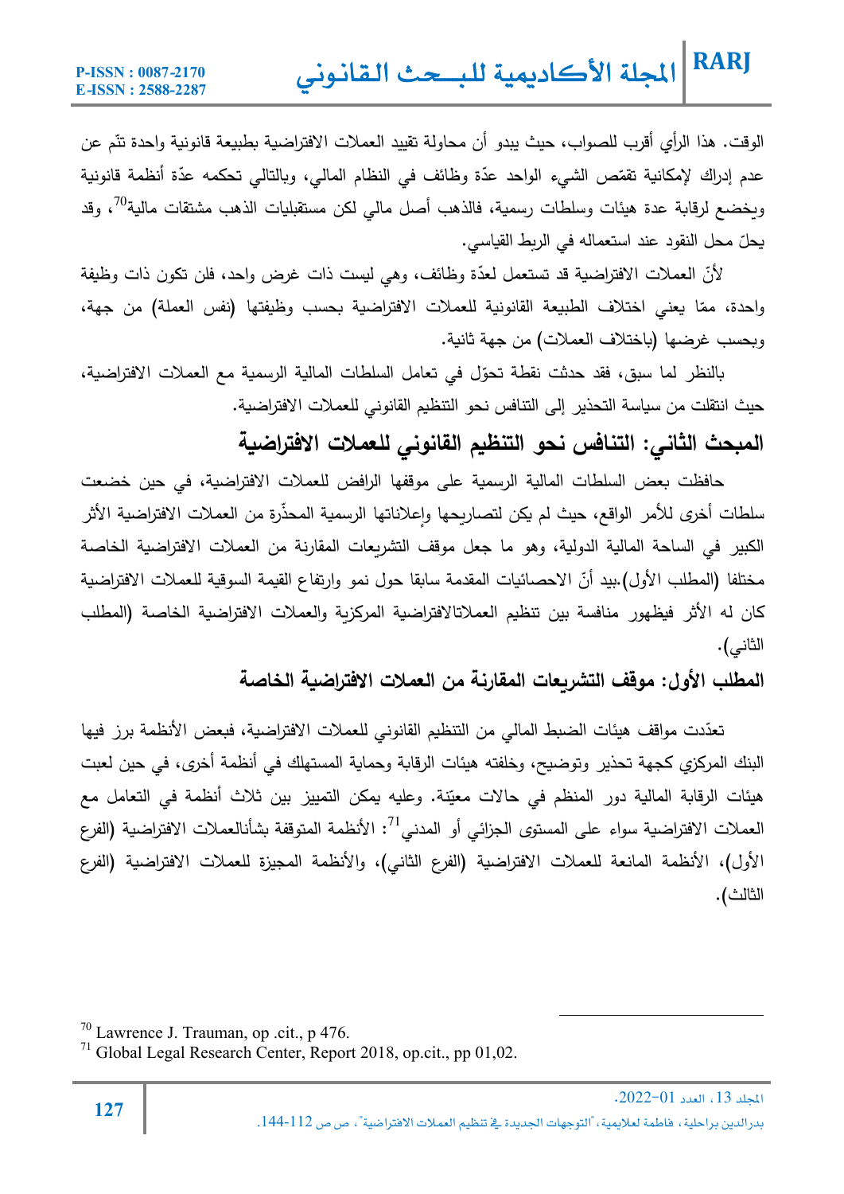الوقت. هذا الرأي أقرب للصواب، حيث يبدو أن محاولة تقييد العملات الافتراضية بطبيعة قانونية واحدة تمّ عن عدم إدراك لإمكانية تقمّص الشيء الواحد عدّة وظائف في النظام المالي، وبالتالي تحكمه عدّة أنظمة قانونية ويخضع لرقابة عدة هيئات وسلطات رسمية، فالذهب أصل مالي لكن مستقبليات الذهب مشتقات مالية[70]، وقد يحلّ محل النقود عند استعماله في الربط القياسي.

لأنّ العملات الافتراضية قد تستعمل لعدّة وظائف، وهي ليست ذات غرض واحد، فلن تكون ذات وظيفة واحدة، ممّا يعني اختلاف الطبيعة القانونية للعملات الافتراضية بحسب وظيفتها (نفس العملة) من جهة، وبحسب غرضها (باختلاف العملات) من جهة ثانية.

بالنظر لما سبق، فقد حدثت نقطة تحوّل في تعامل السلطات المالية الرسمية مع العملات الافتراضية، حيث انتقلت من سياسة التحذير إلى التنافس نحو التنظيم القانوني للعملات الافتراضية.

## المبحث الثاني: التنافس نحو التنظيم القانوني للعملات الافتراضية

حافظت بعض السلطات المالية الرسمية على موقفها الرافض للعملات الافتراضية، في حين خضعت سلطات أخرى للأمر الواقع، حيث لم يكن لتصاريحها وإعلاناتها الرسمية المحذّرة من العملات الافتراضية الأثر الكبير في الساحة المالية الدولية، وهو ما جعل موقف التشريعات المقارنة من العملات الافتراضية الخاصة مختلفا (المطلب الأول).بيد أنّ الاحصائيات المقدمة سابقا حول نمو وارتفاع القيمة السوقية للعملات الافتراضية كان له الأثر فيظهور منافسة بين تنظيم العملاتالافتراضية المركزية والعملات الافتراضية الخاصة (المطلب الثاني).

### المطلب الأول: موقف التشريعات المقارنة من العملات الافتراضية الخاصة

تعدّدت مواقف هيئات الضبط المالي من التنظيم القانوني للعملات الافتراضية، فبعض الأنظمة برز فيها البنك المركزي كجهة تحذير وتوضيح، وخلفته هيئات الرقابة وحماية المستهلك في أنظمة أخرى، في حين لعبت هيئات الرقابة المالية دور المنظم في حالات معيّنة. وعليه يمكن التمييز بين ثلاث أنظمة في التعامل مع العملات الافتراضية سواء على المستوى الجزائي أو المدني[71]: الأنظمة المتوقفة بشأنالعملات الافتراضية (الفرع الأول)، الأنظمة المانعة للعملات الافتراضية (الفرع الثاني)، والأنظمة المجيزة للعملات الافتراضية (الفرع الثالث).

---

[70] Lawrence J. Trauman, op .cit., p 476.

[71] Global Legal Research Center, Report 2018, op.cit., pp 01,02.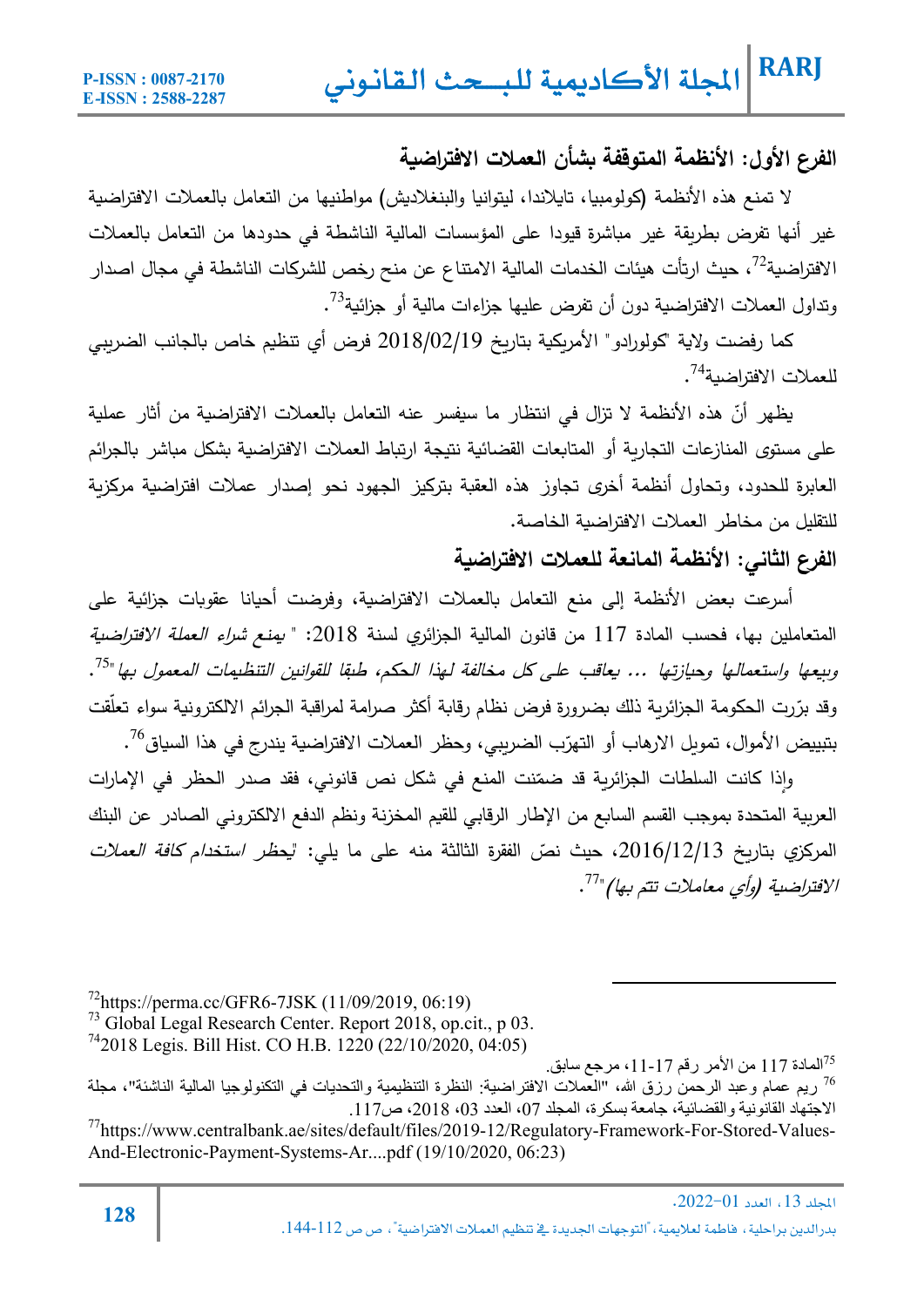## الفرع الأول: الأنظمة المتوقفة بشأن العملات الافتراضية

لا تمنع هذه الأنظمة (كولومبيا، تايلاندا، ليتوانيا والبنغلاديش) مواطنيها من التعامل بالعملات الافتراضية غير أنها تفرض بطريقة غير مباشرة قيودا على المؤسسات المالية الناشطة في حدودها من التعامل بالعملات الافتراضية[72]، حيث ارتأت هيئات الخدمات المالية الامتناع عن منح رخص للشركات الناشطة في مجال اصدار وتداول العملات الافتراضية دون أن تفرض عليها جزاءات مالية أو جزائية[73].

كما رفضت ولاية "كولورادو" الأمريكية بتاريخ 2018/02/19 فرض أي تنظيم خاص بالجانب الضريبي للعملات الافتراضية[74].

يظهر أنّ هذه الأنظمة لا تزال في انتظار ما سيفسر عنه التعامل بالعملات الافتراضية من آثار عملية على مستوى المنازعات التجارية أو المتابعات القضائية نتيجة ارتباط العملات الافتراضية بشكل مباشر بالجرائم العابرة للحدود، وتحاول أنظمة أخرى تجاوز هذه العقبة بتركيز الجهود نحو إصدار عملات افتراضية مركزية للتقليل من مخاطر العملات الافتراضية الخاصة.

## الفرع الثاني: الأنظمة المانعة للعملات الافتراضية

أسرعت بعض الأنظمة إلى منع التعامل بالعملات الافتراضية، وفرضت أحيانا عقوبات جزائية على المتعاملين بها، فحسب المادة 117 من قانون المالية الجزائري لسنة 2018: " *يمنع شراء العملة الافتراضية وبيعها واستعمالها وحيازتها ... يعاقب على كل مخالفة لهذا الحكم، طبقا للقوانين التنظيمات المعمول بها* "[75].
وقد برّرت الحكومة الجزائرية ذلك بضرورة فرض نظام رقابة أكثر صرامة لمراقبة الجرائم الالكترونية سواء تعلّقت بتبييض الأموال، تمويل الارهاب أو التهرّب الضريبي، وحظر العملات الافتراضية يندرج في هذا السياق[76].

وإذا كانت السلطات الجزائرية قد ضمّنت المنع في شكل نص قانوني، فقد صدر الحظر في الإمارات العربية المتحدة بموجب القسم السابع من الإطار الرقابي للقيم المخزنة ونظم الدفع الالكتروني الصادر عن البنك المركزي بتاريخ 2016/12/13، حيث نصّ الفقرة الثالثة منه على ما يلي: "*يحظر استخدام كافة العملات الافتراضية (وأي معاملات تتم بها)*"[77].

---

[72] https://perma.cc/GFR6-7JSK (11/09/2019, 06:19)

[73] Global Legal Research Center. Report 2018, op.cit., p 03.

[74] 2018 Legis. Bill Hist. CO H.B. 1220 (22/10/2020, 04:05)

[75] المادة 117 من الأمر رقم 17-11، مرجع سابق.

[76] ريم عمام وعبد الرحمن رزق الله، "العملات الافتراضية: النظرة التنظيمية والتحديات في التكنولوجيا المالية الناشئة"، مجلة الاجتهاد القانونية والقضائية، جامعة بسكرة، المجلد 07، العدد 03، 2018، ص117.

[77] https://www.centralbank.ae/sites/default/files/2019-12/Regulatory-Framework-For-Stored-Values-And-Electronic-Payment-Systems-Ar....pdf (19/10/2020, 06:23)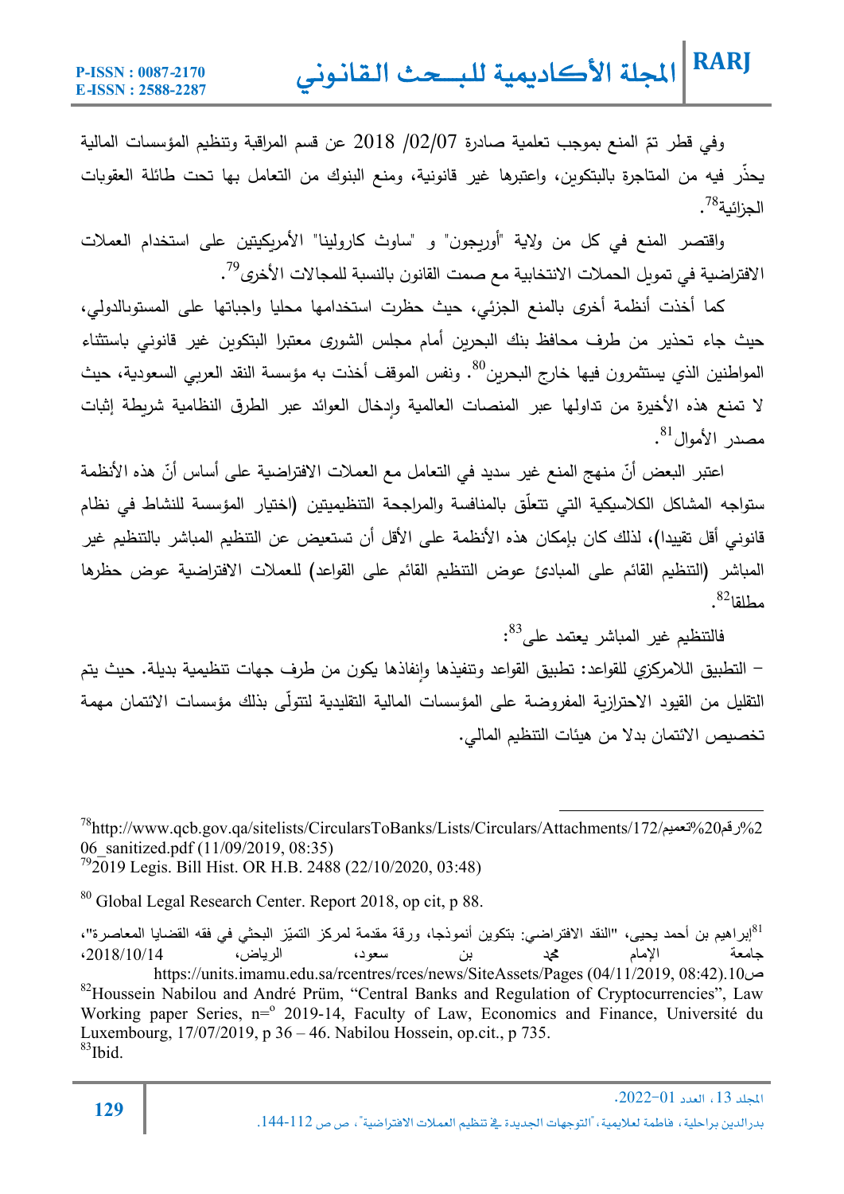وفي قطر تمّ المنع بموجب تعلمية صادرة 02/07/ 2018 عن قسم المراقبة وتنظيم المؤسسات المالية يحذّر فيه من المتاجرة بالبتكوين، واعتبرها غير قانونية، ومنع البنوك من التعامل بها تحت طائلة العقوبات الجزائية[78].

واقتصر المنع في كل من ولاية "أوريجون" و "ساوث كارولينا" الأمريكيتين على استخدام العملات الافتراضية في تمويل الحملات الانتخابية مع صمت القانون بالنسبة للمجالات الأخرى[79].

كما أخذت أنظمة أخرى بالمنع الجزئي، حيث حظرت استخدامها محليا واجباتها على المستوىالدولي، حيث جاء تحذير من طرف محافظ بنك البحرين أمام مجلس الشورى معتبرا البتكوين غير قانوني باستثناء المواطنين الذي يستثمرون فيها خارج البحرين[80]. ونفس الموقف أخذت به مؤسسة النقد العربي السعودية، حيث لا تمنع هذه الأخيرة من تداولها عبر المنصات العالمية وإدخال العوائد عبر الطرق النظامية شريطة إثبات مصدر الأموال[81].

اعتبر البعض أنّ منهج المنع غير سديد في التعامل مع العملات الافتراضية على أساس أنّ هذه الأنظمة ستواجه المشاكل الكلاسيكية التي تتعلّق بالمنافسة والمراجحة التنظيميتين (اختيار المؤسسة للنشاط في نظام قانوني أقل تقييدا)، لذلك كان بإمكان هذه الأنظمة على الأقل أن تستعيض عن التنظيم المباشر بالتنظيم غير المباشر (التنظيم القائم على المبادئ عوض التنظيم القائم على القواعد) للعملات الافتراضية عوض حظرها مطلقا[82].

فالتنظيم غير المباشر يعتمد على[83]:

– التطبيق اللامركزي للقواعد: تطبيق القواعد وتنفيذها وإنفاذها يكون من طرف جهات تنظيمية بديلة. حيث يتم التقليل من القيود الاحترازية المفروضة على المؤسسات المالية التقليدية لتتولّى بذلك مؤسسات الائتمان مهمة تخصيص الائتمان بدلا من هيئات التنظيم المالي.

---

[78] http://www.qcb.gov.qa/sitelists/CircularsToBanks/Lists/Circulars/Attachments/172/رقم%20تعميم%206_sanitized.pdf (11/09/2019, 08:35)

[79] 2019 Legis. Bill Hist. OR H.B. 2488 (22/10/2020, 03:48)

[80] Global Legal Research Center. Report 2018, op cit, p 88.

[81] إبراهيم بن أحمد يحيى، "النقد الافتراضي: بتكوين أنموذجا، ورقة مقدمة لمركز التميّز البحثي في فقه القضايا المعاصرة"، جامعة الإمام محمد بن سعود، الرياض، 2018/10/14، ص10.(https://units.imamu.edu.sa/rcentres/rces/news/SiteAssets/Pages (04/11/2019, 08:42

[82] Houssein Nabilou and André Prüm, "Central Banks and Regulation of Cryptocurrencies", Law Working paper Series, n=° 2019-14, Faculty of Law, Economics and Finance, Université du Luxembourg, 17/07/2019, p 36 – 46. Nabilou Hossein, op.cit., p 735.

[83] Ibid.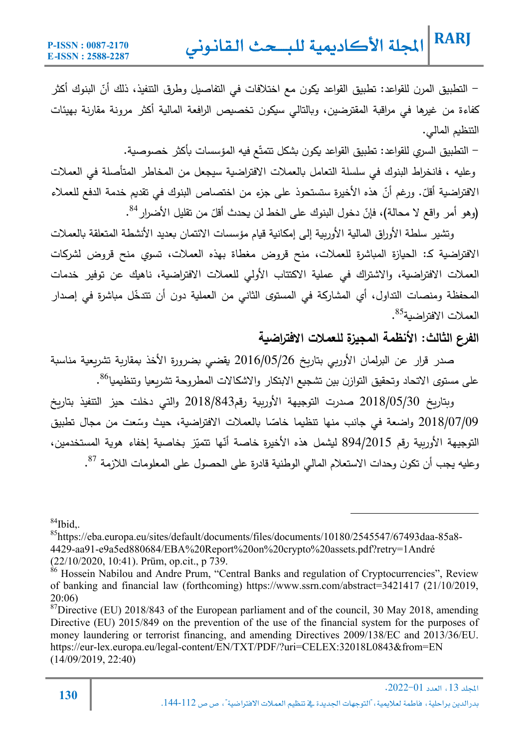– التطبيق المرن للقواعد: تطبيق القواعد يكون مع اختلافات في التفاصيل وطرق التنفيذ، ذلك أنّ البنوك أكثر كفاءة من غيرها في مراقبة المقترضين، وبالتالي سيكون تخصيص الرافعة المالية أكثر مرونة مقارنة بهيئات التنظيم المالي.

– التطبيق السري للقواعد: تطبيق القواعد يكون بشكل تتمتّع فيه المؤسسات بأكثر خصوصية.

وعليه ، فانخراط البنوك في سلسلة التعامل بالعملات الافتراضية سيجعل من المخاطر المتأصلة في العملات الافتراضية أقلّ. ورغم أنّ هذه الأخيرة ستستحوذ على جزءٍ من اختصاص البنوك في تقديم خدمة الدفع للعملاء (وهو أمر واقع لا محالة)، فإنّ دخول البنوك على الخط لن يحدث أقلّ من تقليل الأضرار[84].

وتشير سلطة الأوراق المالية الأوربية إلى إمكانية قيام مؤسسات الائتمان بعديد الأنشطة المتعلقة بالعملات الافتراضية كـ: الحيازة المباشرة للعملات، منح قروض مغطاة بهذه العملات، تسوي منح قروض لشركات العملات الافتراضية، والاشتراك في عملية الاكتتاب الأولي للعملات الافتراضية، ناهيك عن توفير خدمات المحفظة ومنصات التداول، أي المشاركة في المستوى الثاني من العملية دون أن تتدخّل مباشرة في إصدار العملات الافتراضية[85].

## الفرع الثالث: الأنظمة المجيزة للعملات الافتراضية

صدر قرار عن البرلمان الأوربي بتاريخ 2016/05/26 يقضي بضرورة الأخذ بمقاربة تشريعية مناسبة على مستوى الاتحاد وتحقيق التوازن بين تشجيع الابتكار والاشكالات المطروحة تشريعيا وتنظيميا[86].

وبتاريخ 2018/05/30 صدرت التوجيهة الأوربية رقم2018/843 والتي دخلت حيز التنفيذ بتاريخ 2018/07/09 واضعة في جانب منها تنظيما خاصّا بالعملات الافتراضية، حيث وسّعت من مجال تطبيق التوجيهة الأوربية رقم 894/2015 ليشمل هذه الأخيرة خاصة أنّها تتميّز بخاصية إخفاء هوية المستخدمين، وعليه يجب أن تكون وحدات الاستعلام المالي الوطنية قادرة على الحصول على المعلومات اللازمة [87].

---

[84] Ibid,.

[85] https://eba.europa.eu/sites/default/documents/files/documents/10180/2545547/67493daa-85a8-4429-aa91-e9a5ed880684/EBA%20Report%20on%20crypto%20assets.pdf?retry=1André (22/10/2020, 10:41). Prüm, op.cit., p 739.

[86] Hossein Nabilou and Andre Prum, "Central Banks and regulation of Cryptocurrencies", Review of banking and financial law (forthcoming) https://www.ssrn.com/abstract=3421417 (21/10/2019, 20:06)

[87] Directive (EU) 2018/843 of the European parliament and of the council, 30 May 2018, amending Directive (EU) 2015/849 on the prevention of the use of the financial system for the purposes of money laundering or terrorist financing, and amending Directives 2009/138/EC and 2013/36/EU. https://eur-lex.europa.eu/legal-content/EN/TXT/PDF/?uri=CELEX:32018L0843&from=EN (14/09/2019, 22:40)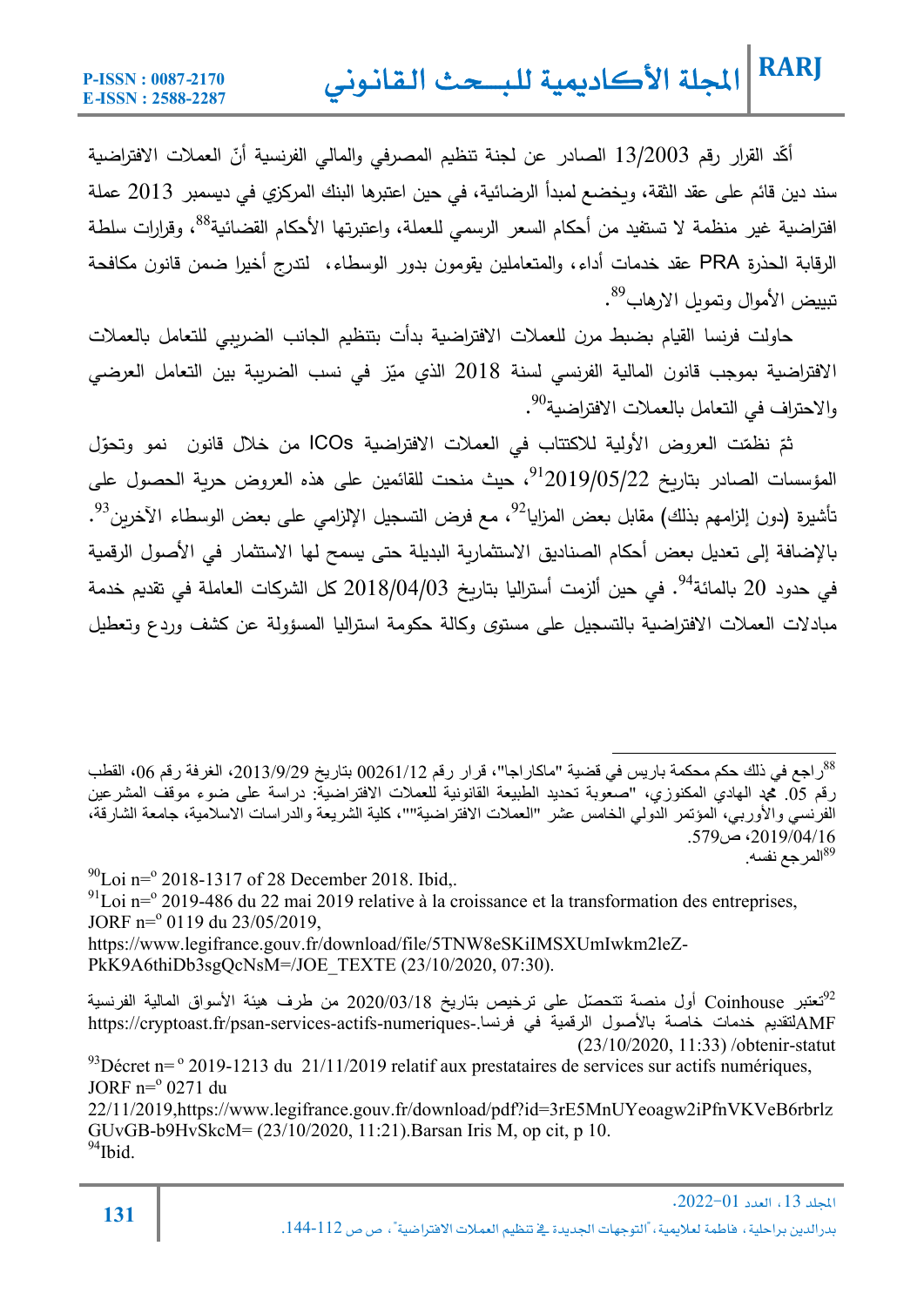أكّد القرار رقم 13/2003 الصادر عن لجنة تنظيم المصرفي والمالي الفرنسية أنّ العملات الافتراضية سند دين قائم على عقد الثقة، ويخضع لمبدأ الرضائية، في حين اعتبرها البنك المركزي في ديسمبر 2013 عملة افتراضية غير منظمة لا تستفيد من أحكام السعر الرسمي للعملة، واعتبرتها الأحكام القضائية[88]، وقرارات سلطة الرقابة الحذرة PRA عقد خدمات أداء، والمتعاملين يقومون بدور الوسطاء، لتدرج أخيرا ضمن قانون مكافحة تبييض الأموال وتمويل الارهاب[89].

حاولت فرنسا القيام بضبط مرن للعملات الافتراضية بدأت بتنظيم الجانب الضريبي للتعامل بالعملات الافتراضية بموجب قانون المالية الفرنسي لسنة 2018 الذي ميّز في نسب الضريبة بين التعامل العرضي والاحتراف في التعامل بالعملات الافتراضية[90].

ثمّ نظمّت العروض الأولية للاكتتاب في العملات الافتراضية ICOs من خلال قانون نمو وتحوّل المؤسسات الصادر بتاريخ 2019/05/22[91]، حيث منحت للقائمين على هذه العروض حرية الحصول على تأشيرة (دون إلزامهم بذلك) مقابل بعض المزايا[92]، مع فرض التسجيل الإلزامي على بعض الوسطاء الآخرين[93]. بالإضافة إلى تعديل بعض أحكام الصناديق الاستثمارية البديلة حتى يسمح لها الاستثمار في الأصول الرقمية في حدود 20 بالمائة[94]. في حين ألزمت أستراليا بتاريخ 2018/04/03 كل الشركات العاملة في تقديم خدمة مبادلات العملات الافتراضية بالتسجيل على مستوى وكالة حكومة استراليا المسؤولة عن كشف وردع وتعطيل

---

[88] راجع في ذلك حكم محكمة باريس في قضية "ماكاراجا"، قرار رقم 00261/12 بتاريخ 2013/9/29، الغرفة رقم 06، القطب رقم 05. محمد الهادي المكنوزي، "صعوبة تحديد الطبيعة القانونية للعملات الافتراضية: دراسة على ضوء موقف المشرعين الفرنسي والأوربي، المؤتمر الدولي الخامس عشر "العملات الافتراضية""، كلية الشريعة والدراسات الاسلامية، جامعة الشارقة، 2019/04/16، ص579.

[89] المرجع نفسه.

[90] Loi n=° 2018-1317 of 28 December 2018. Ibid,.

[91] Loi n=° 2019-486 du 22 mai 2019 relative à la croissance et la transformation des entreprises, JORF n=° 0119 du 23/05/2019, https://www.legifrance.gouv.fr/download/file/5TNW8eSKiIMSXUmIwkm2leZ-PkK9A6thiDb3sgQcNsM=/JOE_TEXTE (23/10/2020, 07:30).

[92] تعتبر Coinhouse أول منصة تتحصّل على ترخيص بتاريخ 2020/03/18 من طرف هيئة الأسواق المالية الفرنسية AMFلتقديم خدمات خاصة بالأصول الرقمية في فرنسا.-https://cryptoast.fr/psan-services-actifs-numeriques (23/10/2020, 11:33) /obtenir-statut

[93] Décret n= ° 2019-1213 du 21/11/2019 relatif aux prestataires de services sur actifs numériques, JORF n=° 0271 du 22/11/2019,https://www.legifrance.gouv.fr/download/pdf?id=3rE5MnUYeoagw2iPfnVKVeB6rbrlzGUvGB-b9HvSkcM= (23/10/2020, 11:21).Barsan Iris M, op cit, p 10.

[94] Ibid.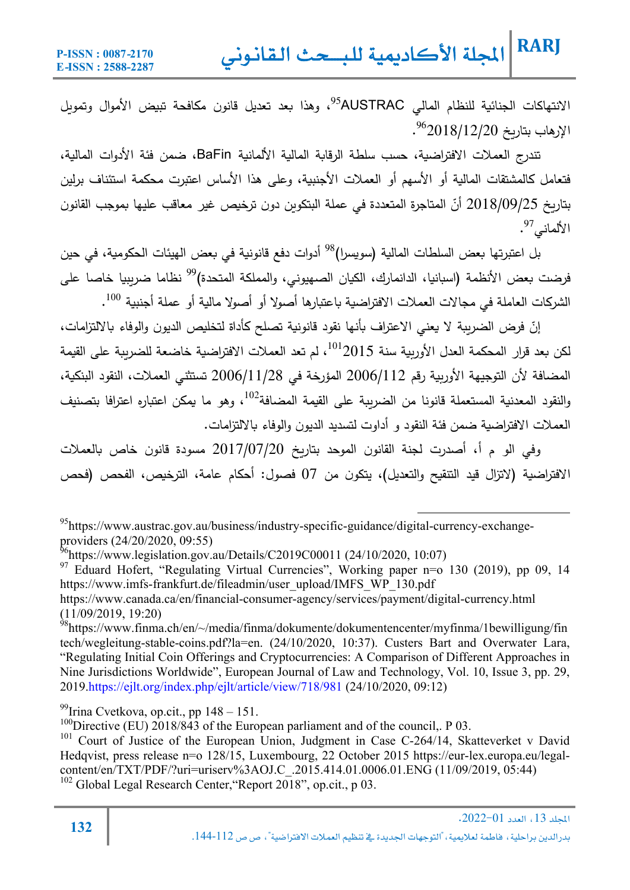الانتهاكات الجنائية للنظام المالي AUSTRAC[95]، وهذا بعد تعديل قانون مكافحة تبيض الأموال وتمويل الإرهاب بتاريخ 2018/12/20[96].

تندرج العملات الافتراضية، حسب سلطة الرقابة المالية الألمانية BaFin، ضمن فئة الأدوات المالية، فتعامل كالمشتقات المالية أو الأسهم أو العملات الأجنبية، وعلى هذا الأساس اعتبرت محكمة استئناف برلين بتاريخ 2018/09/25 أنّ المتاجرة المتعددة في عملة البتكوين دون ترخيص غير معاقب عليها بموجب القانون الألماني[97].

بل اعتبرتها بعض السلطات المالية (سويسرا)[98] أدوات دفع قانونية في بعض الهيئات الحكومية، في حين فرضت بعض الأنظمة (اسبانيا، الدانمارك، الكيان الصهيوني، والمملكة المتحدة)[99] نظاما ضريبيا خاصا على الشركات العاملة في مجالات العملات الافتراضية باعتبارها أصولا أو أصولا مالية أو عملة أجنبية [100].

إنّ فرض الضريبة لا يعني الاعتراف بأنها نقود قانونية تصلح كأداة لتخليص الديون والوفاء بالالتزامات، لكن بعد قرار المحكمة العدل الأوربية سنة 2015[101]، لم تعد العملات الافتراضية خاضعة للضريبة على القيمة المضافة لأن التوجيهة الأوربية رقم 2006/112 المؤرخة في 2006/11/28 تستثني العملات، النقود البنكية، والنقود المعدنية المستعملة قانونا من الضريبة على القيمة المضافة[102]، وهو ما يمكن اعتباره اعترافا بتصنيف العملات الافتراضية ضمن فئة النقود و أداوت لتسديد الديون والوفاء بالالتزامات.

وفي الو م أ، أصدرت لجنة القانون الموحد بتاريخ 2017/07/20 مسودة قانون خاص بالعملات الافتراضية (لاتزال قيد التنقيح والتعديل)، يتكون من 07 فصول: أحكام عامة، الترخيص، الفحص (فحص

---

[95] https://www.austrac.gov.au/business/industry-specific-guidance/digital-currency-exchange-providers (24/20/2020, 09:55)

[96] https://www.legislation.gov.au/Details/C2019C00011 (24/10/2020, 10:07)

[97] Eduard Hofert, "Regulating Virtual Currencies", Working paper n=o 130 (2019), pp 09, 14 https://www.imfs-frankfurt.de/fileadmin/user_upload/IMFS_WP_130.pdf https://www.canada.ca/en/financial-consumer-agency/services/payment/digital-currency.html (11/09/2019, 19:20)

[98] https://www.finma.ch/en/~/media/finma/dokumente/dokumentencenter/myfinma/1bewilligung/fintech/wegleitung-stable-coins.pdf?la=en. (24/10/2020, 10:37). Custers Bart and Overwater Lara, "Regulating Initial Coin Offerings and Cryptocurrencies: A Comparison of Different Approaches in Nine Jurisdictions Worldwide", European Journal of Law and Technology, Vol. 10, Issue 3, pp. 29, 2019.https://ejlt.org/index.php/ejlt/article/view/718/981 (24/10/2020, 09:12)

[99] Irina Cvetkova, op.cit., pp 148 – 151.

[100] Directive (EU) 2018/843 of the European parliament and of the council,. P 03.

[101] Court of Justice of the European Union, Judgment in Case C-264/14, Skatteverket v David Hedqvist, press release n=o 128/15, Luxembourg, 22 October 2015 https://eur-lex.europa.eu/legal-content/en/TXT/PDF/?uri=uriserv%3AOJ.C_.2015.414.01.0006.01.ENG (11/09/2019, 05:44)

[102] Global Legal Research Center,"Report 2018", op.cit., p 03.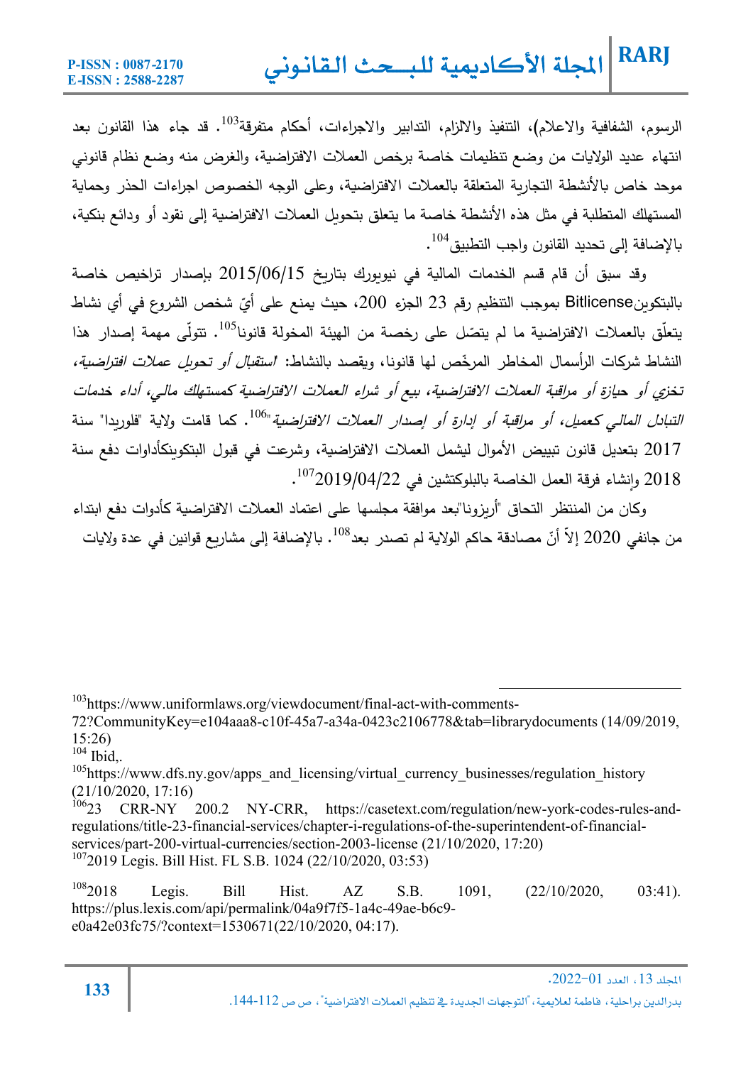الرسوم، الشفافية والاعلام)، التنفيذ والالزام، التدابير والاجراءات، أحكام متفرقة[103]. قد جاء هذا القانون بعد انتهاء عديد الولايات من وضع تنظيمات خاصة برخص العملات الافتراضية، والغرض منه وضع نظام قانوني موحد خاص بالأنشطة التجارية المتعلقة بالعملات الافتراضية، وعلى الوجه الخصوص اجراءات الحذر وحماية المستهلك المتطلبة في مثل هذه الأنشطة خاصة ما يتعلق بتحويل العملات الافتراضية إلى نقود أو ودائع بنكية، بالإضافة إلى تحديد القانون واجب التطبيق[104].

وقد سبق أن قام قسم الخدمات المالية في نيويورك بتاريخ 2015/06/15 بإصدار تراخيص خاصة بالبتكوينBitlicense بموجب التنظيم رقم 23 الجزء 200، حيث يمنع على أيّ شخص الشروع في أي نشاط يتعلّق بالعملات الافتراضية ما لم يتصّل على رخصة من الهيئة المخولة قانونا[105]. تتولّى مهمة إصدار هذا النشاط شركات الرأسمال المخاطر المرخّص لها قانونا، ويقصد بالنشاط: *استقبال أو تحويل عملات افتراضية، تخزي أو حيازة أو مراقبة العملات الافتراضية، بيع أو شراء العملات الافتراضية كمستهلك مالي، أداء خدمات التبادل المالي كعميل، أو مراقبة أو إدارة أو إصدار العملات الافتراضية*"[106]. كما قامت ولاية "فلوريدا" سنة 2017 بتعديل قانون تبييض الأموال ليشمل العملات الافتراضية، وشرعت في قبول البتكوينكأداوات دفع سنة 2018 وإنشاء فرقة العمل الخاصة بالبلوكتشين في 2019/04/22[107].

وكان من المنتظر التحاق "أريزونا"بعد موافقة مجلسها على اعتماد العملات الافتراضية كأدوات دفع ابتداء من جانفي 2020 إلاّ أنّ مصادقة حاكم الولاية لم تصدر بعد[108]. بالإضافة إلى مشاريع قوانين في عدة ولايات

---

[103] https://www.uniformlaws.org/viewdocument/final-act-with-comments-72?CommunityKey=e104aaa8-c10f-45a7-a34a-0423c2106778&tab=librarydocuments (14/09/2019, 15:26)

[104] Ibid,.

[105] https://www.dfs.ny.gov/apps_and_licensing/virtual_currency_businesses/regulation_history (21/10/2020, 17:16)

[106] 23 CRR-NY 200.2 NY-CRR, https://casetext.com/regulation/new-york-codes-rules-and-regulations/title-23-financial-services/chapter-i-regulations-of-the-superintendent-of-financial-services/part-200-virtual-currencies/section-2003-license (21/10/2020, 17:20)

[107] 2019 Legis. Bill Hist. FL S.B. 1024 (22/10/2020, 03:53)

[108] 2018 Legis. Bill Hist. AZ S.B. 1091, (22/10/2020, 03:41). https://plus.lexis.com/api/permalink/04a9f7f5-1a4c-49ae-b6c9-e0a42e03fc75/?context=1530671(22/10/2020, 04:17).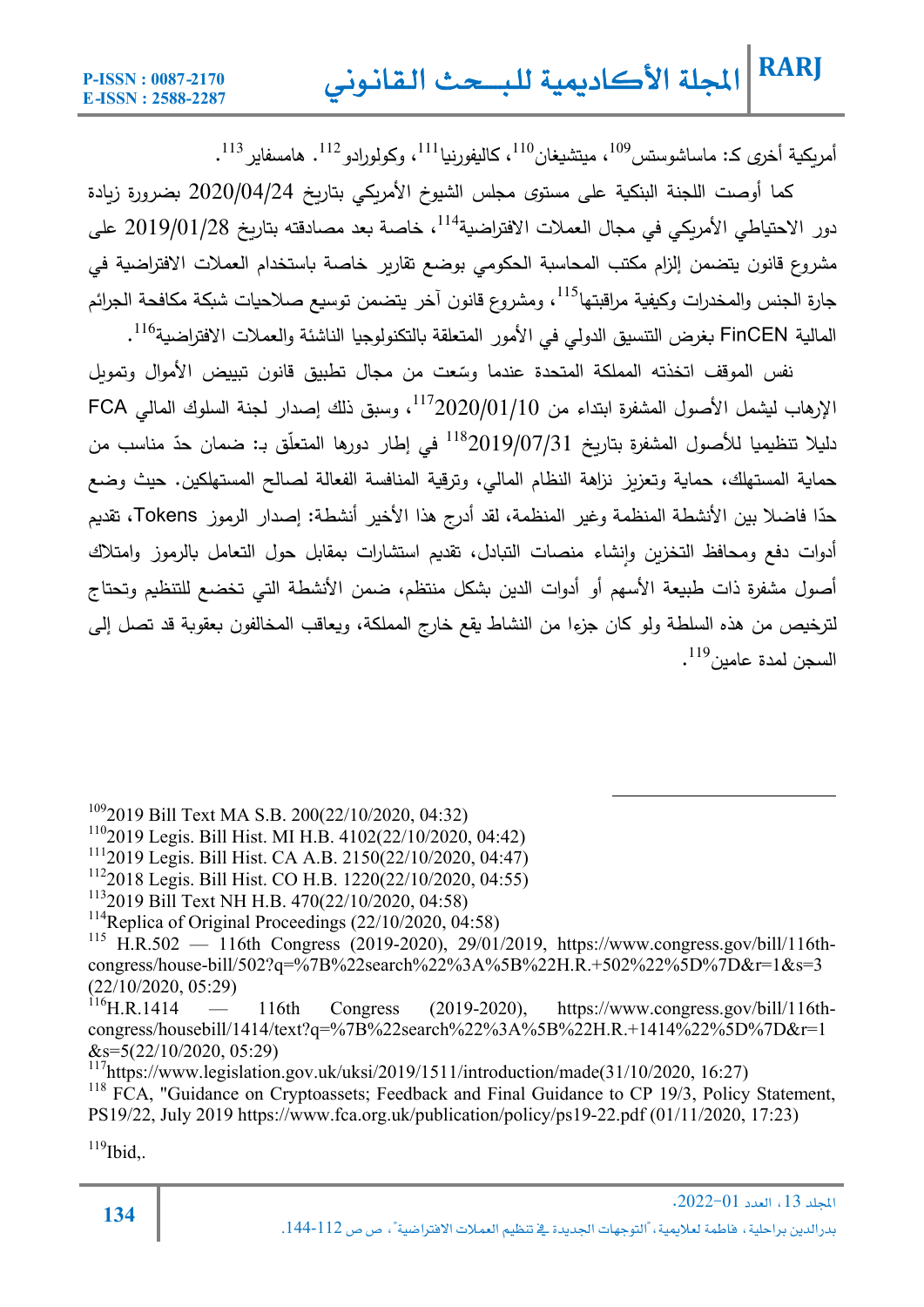أمريكية أخرى ك: ماساشوستس[109]، ميتشيغان[110]، كاليفورنيا[111]، وكولورادو[112]. هامسفاير[113].

كما أوصت اللجنة البنكية على مستوى مجلس الشيوخ الأمريكي بتاريخ 2020/04/24 بضرورة زيادة دور الاحتياطي الأمريكي في مجال العملات الافتراضية[114]، خاصة بعد مصادقته بتاريخ 2019/01/28 على مشروع قانون يتضمن إلزام مكتب المحاسبة الحكومي بوضع تقارير خاصة باستخدام العملات الافتراضية في جارة الجنس والمخدرات وكيفية مراقبتها[115]، ومشروع قانون آخر يتضمن توسيع صلاحيات شبكة مكافحة الجرائم المالية FinCEN بغرض التنسيق الدولي في الأمور المتعلقة بالتكنولوجيا الناشئة والعملات الافتراضية[116].

نفس الموقف اتخذته المملكة المتحدة عندما وسّعت من مجال تطبيق قانون تبييض الأموال وتمويل الإرهاب ليشمل الأصول المشفرة ابتداء من 2020/01/10[117]، وسبق ذلك إصدار لجنة السلوك المالي FCA دليلا تنظيميا للأصول المشفرة بتاريخ 2019/07/31[118] في إطار دورها المتعلّق بـ: ضمان حدّ مناسب من حماية المستهلك، حماية وتعزيز نزاهة النظام المالي، وترقية المنافسة الفعالة لصالح المستهلكين. حيث وضع حدّا فاصلا بين الأنشطة المنظمة وغير المنظمة، لقد أدرج هذا الأخير أنشطة: إصدار الرموز Tokens، تقديم أدوات دفع ومحافظ التخزين وإنشاء منصات التبادل، تقديم استشارات بمقابل حول التعامل بالرموز وامتلاك أصول مشفرة ذات طبيعة الأسهم أو أدوات الدين بشكل منتظم، ضمن الأنشطة التي تخضع للتنظيم وتحتاج لترخيص من هذه السلطة ولو كان جزءا من النشاط يقع خارج المملكة، ويعاقب المخالفون بعقوبة قد تصل إلى السجن لمدة عامين[119].

---

[109] 2019 Bill Text MA S.B. 200(22/10/2020, 04:32)

[110] 2019 Legis. Bill Hist. MI H.B. 4102(22/10/2020, 04:42)

[111] 2019 Legis. Bill Hist. CA A.B. 2150(22/10/2020, 04:47)

[112] 2018 Legis. Bill Hist. CO H.B. 1220(22/10/2020, 04:55)

[113] 2019 Bill Text NH H.B. 470(22/10/2020, 04:58)

[114] Replica of Original Proceedings (22/10/2020, 04:58)

[115] H.R.502 — 116th Congress (2019-2020), 29/01/2019, https://www.congress.gov/bill/116th-congress/house-bill/502?q=%7B%22search%22%3A%5B%22H.R.+502%22%5D%7D&r=1&s=3 (22/10/2020, 05:29)

[116] H.R.1414 — 116th Congress (2019-2020), https://www.congress.gov/bill/116th-congress/housebill/1414/text?q=%7B%22search%22%3A%5B%22H.R.+1414%22%5D%7D&r=1&s=5(22/10/2020, 05:29)

[117] https://www.legislation.gov.uk/uksi/2019/1511/introduction/made(31/10/2020, 16:27)

[118] FCA, "Guidance on Cryptoassets; Feedback and Final Guidance to CP 19/3, Policy Statement, PS19/22, July 2019 https://www.fca.org.uk/publication/policy/ps19-22.pdf (01/11/2020, 17:23)

[119] Ibid,.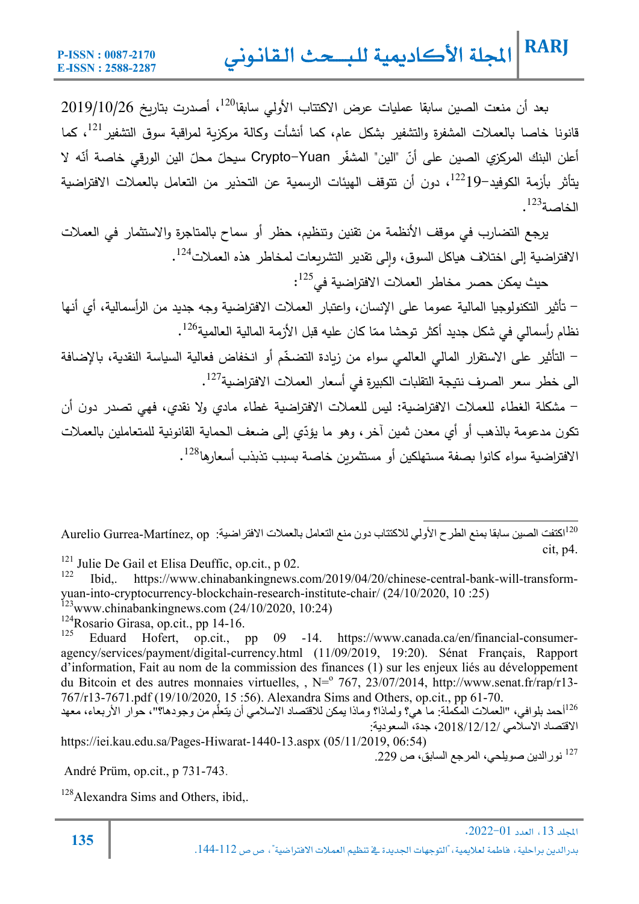بعد أن منعت الصين سابقا عمليات عرض الاكتتاب الأولي سابقا[120]، أصدرت بتاريخ 2019/10/26 قانونا خاصا بالعملات المشفرة والتشفير بشكل عام، كما أنشأت وكالة مركزية لمراقبة سوق التشفير[121]، كما أعلن البنك المركزي الصين على أنّ "الين" المشفّر Crypto-Yuan سيحلّ محلّ الين الورقي خاصة أنّه لا يتأثر بأزمة الكوفيد-19[122]، دون أن تتوقف الهيئات الرسمية عن التحذير من التعامل بالعملات الافتراضية الخاصة[123].

يرجع التضارب في موقف الأنظمة من تقنين وتنظيم، حظر أو سماح بالمتاجرة والاستثمار في العملات الافتراضية إلى اختلاف هياكل السوق، وإلى تقدير التشريعات لمخاطر هذه العملات[124].

حيث يمكن حصر مخاطر العملات الافتراضية في[125]:

- تأثير التكنولوجيا المالية عموما على الإنسان، واعتبار العملات الافتراضية وجه جديد من الرأسمالية، أي أنها نظام رأسمالي في شكل جديد أكثر توحشا ممّا كان عليه قبل الأزمة المالية العالمية[126].
- التأثير على الاستقرار المالي العالمي سواء من زيادة التضخّم أو انخفاض فعالية السياسة النقدية، بالإضافة الى خطر سعر الصرف نتيجة التقلبات الكبيرة في أسعار العملات الافتراضية[127].
- مشكلة الغطاء للعملات الافتراضية: ليس للعملات الافتراضية غطاء مادي ولا نقدي، فهي تصدر دون أن تكون مدعومة بالذهب أو أي معدن ثمين آخر، وهو ما يؤدّي إلى ضعف الحماية القانونية للمتعاملين بالعملات الافتراضية سواء كانوا بصفة مستهلكين أو مستثمرين خاصة بسبب تذبذب أسعارها[128].

---

[120] اكتفت الصين سابقا بمنع الطرح الأولي للاكتتاب دون منع التعامل بالعملات الافتراضية: Aurelio Gurrea-Martínez, op cit, p4.

[121] Julie De Gail et Elisa Deuffic, op.cit., p 02.

[122] Ibid,. https://www.chinabankingnews.com/2019/04/20/chinese-central-bank-will-transform-yuan-into-cryptocurrency-blockchain-research-institute-chair/ (24/10/2020, 10 :25)

[123] www.chinabankingnews.com (24/10/2020, 10:24)

[124] Rosario Girasa, op.cit., pp 14-16.

[125] Eduard Hofert, op.cit., pp 09 -14. https://www.canada.ca/en/financial-consumer-agency/services/payment/digital-currency.html (11/09/2019, 19:20). Sénat Français, Rapport d'information, Fait au nom de la commission des finances (1) sur les enjeux liés au développement du Bitcoin et des autres monnaies virtuelles, , N=° 767, 23/07/2014, http://www.senat.fr/rap/r13-767/r13-7671.pdf (19/10/2020, 15 :56). Alexandra Sims and Others, op.cit., pp 61-70.

[126] أحمد بلوافي، "العملات المكملة: ما هي؟ ولماذا؟ وماذا يمكن للاقتصاد الاسلامي أن يتعلّم من وجودها؟"، حوار الأربعاء، معهد الاقتصاد الاسلامي /2018/12/12، جدة، السعودية:
https://iei.kau.edu.sa/Pages-Hiwarat-1440-13.aspx (05/11/2019, 06:54)

[127] نورالدين صويلحي، المرجع السابق، ص 229.
André Prüm, op.cit., p 731-743.

[128] Alexandra Sims and Others, ibid,.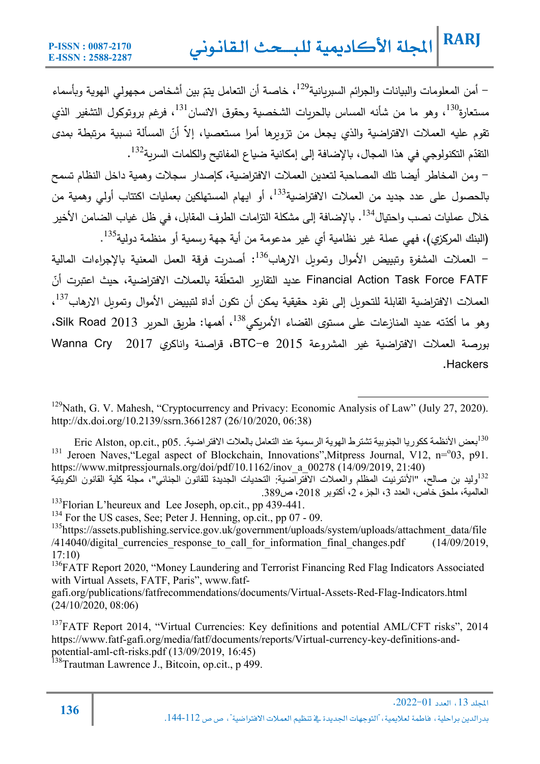– أمن المعلومات والبيانات والجرائم السبريانية[129]، خاصة أن التعامل يتمّ بين أشخاص مجهولي الهوية وبأسماء مستعارة[130]، وهو ما من شأنه المساس بالحريات الشخصية وحقوق الانسان[131]، فرغم بروتوكول التشفير الذي تقوم عليه العملات الافتراضية والذي يجعل من تزويرها أمرا مستعصيا، إلاّ أنّ المسألة نسبية مرتبطة بمدى التقدّم التكنولوجي في هذا المجال، بالإضافة إلى إمكانية ضياع المفاتيح والكلمات السرية[132].

– ومن المخاطر أيضا تلك المصاحبة لتعدين العملات الافتراضية، كإصدار سجلات وهمية داخل النظام تسمح بالحصول على عدد جديد من العملات الافتراضية[133]، أو ايهام المستهلكين بعمليات اكتتاب أولي وهمية من خلال عمليات نصب واحتيال[134]. بالإضافة إلى مشكلة التزامات الطرف المقابل، في ظل غياب الضامن الأخير (البنك المركزي)، فهي عملة غير نظامية أي غير مدعومة من أية جهة رسمية أو منظمة دولية[135].

– العملات المشفرة وتبييض الأموال وتمويل الارهاب[136]: أصدرت فرقة العمل المعنية بالإجراءات المالية Financial Action Task Force FATF عديد التقارير المتعلّقة بالعملات الافتراضية، حيث اعتبرت أنّ العملات الافتراضية القابلة للتحويل إلى نقود حقيقية يمكن أن تكون أداة لتبييض الأموال وتمويل الارهاب[137]، وهو ما أكدّته عديد المنازعات على مستوى القضاء الأمريكي[138]، أهمها: طريق الحرير 2013 Silk Road، بورصة العملات الافتراضية غير المشروعة 2015 BTC-e، قراصنة واناكري 2017 Wanna Cry Hackers.

---

[129] Nath, G. V. Mahesh, "Cryptocurrency and Privacy: Economic Analysis of Law" (July 27, 2020). http://dx.doi.org/10.2139/ssrn.3661287 (26/10/2020, 06:38)

[130] بعض الأنظمة ككوريا الجنوبية تشترط الهوية الرسمية عند التعامل بالعلات الافتراضية. Eric Alston, op.cit., p05.

[131] Jeroen Naves,"Legal aspect of Blockchain, Innovations",Mitpress Journal, V12, n=°03, p91. https://www.mitpressjournals.org/doi/pdf/10.1162/inov_a_00278 (14/09/2019, 21:40)

[132] وليد بن صالح، "الأنترنيت المظلم والعملات الافتراضية: التحديات الجديدة للقانون الجنائي"، مجلة كلية القانون الكويتية العالمية، ملحق خاص، العدد 3، الجزء 2، أكتوبر 2018، ص389.

[133] Florian L'heureux and Lee Joseph, op.cit., pp 439-441.

[134] For the US cases, See; Peter J. Henning, op.cit., pp 07 - 09.

[135] https://assets.publishing.service.gov.uk/government/uploads/system/uploads/attachment_data/file/414040/digital_currencies_response_to_call_for_information_final_changes.pdf (14/09/2019, 17:10)

[136] FATF Report 2020, "Money Laundering and Terrorist Financing Red Flag Indicators Associated with Virtual Assets, FATF, Paris", www.fatf-gafi.org/publications/fatfrecommendations/documents/Virtual-Assets-Red-Flag-Indicators.html (24/10/2020, 08:06)

[137] FATF Report 2014, "Virtual Currencies: Key definitions and potential AML/CFT risks", 2014 https://www.fatf-gafi.org/media/fatf/documents/reports/Virtual-currency-key-definitions-and-potential-aml-cft-risks.pdf (13/09/2019, 16:45)

[138] Trautman Lawrence J., Bitcoin, op.cit., p 499.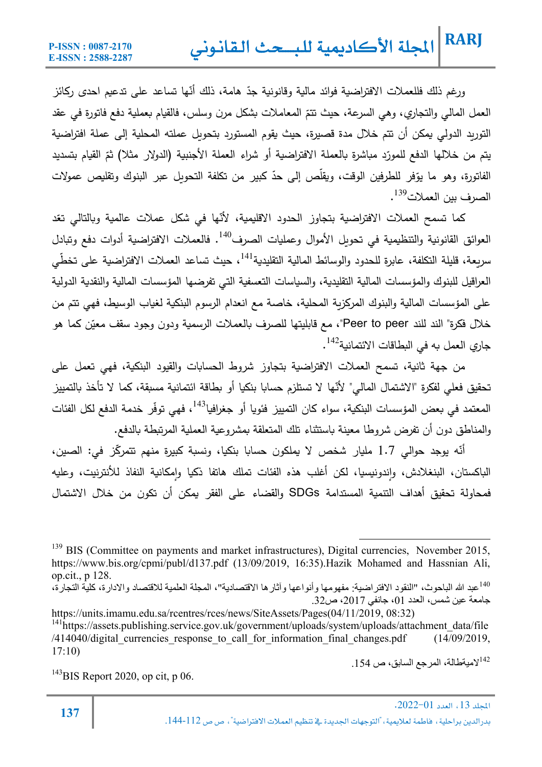ورغم ذلك فللعملات الافتراضية فوائد مالية وقانونية جدّ هامة، ذلك أنّها تساعد على تدعيم احدى ركائز العمل المالي والتجاري، وهي السرعة، حيث تتمّ المعاملات بشكل مرن وسلس، فالقيام بعملية دفع فاتورة في عقد التوريد الدولي يمكن أن تتم خلال مدة قصيرة، حيث يقوم المستورد بتحويل عملته المحلية إلى عملة افتراضية يتم من خلالها الدفع للمورّد مباشرة بالعملة الافتراضية أو شراء العملة الأجنبية (الدولار مثلا) ثمّ القيام بتسديد الفاتورة، وهو ما يوّفر للطرفين الوقت، ويقلّص إلى حدّ كبير من تكلفة التحويل عبر البنوك وتقليص عمولات الصرف بين العملات[139].

كما تسمح العملات الافتراضية بتجاوز الحدود الاقليمية، لأنّها في شكل عملات عالمية وبالتالي تعّد العوائق القانونية والتنظيمية في تحويل الأموال وعمليات الصرف[140]. فالعملات الافتراضية أدوات دفع وتبادل سريعة، قليلة التكلفة، عابرة للحدود والوسائط المالية التقليدية[141]، حيث تساعد العملات الافتراضية على تخطّي العراقيل للبنوك والمؤسسات المالية التقليدية، والسياسات التعسفية التي تفرضها المؤسسات المالية والنقدية الدولية على المؤسسات المالية والبنوك المركزية المحلية، خاصة مع انعدام الرسوم البنكية لغياب الوسيط، فهي تتم من خلال فكرة" الند للند Peer to peer"، مع قابليتها للصرف بالعملات الرسمية ودون وجود سقف معيّن كما هو جاري العمل به في البطاقات الائتمانية[142].

من جهة ثانية، تسمح العملات الافتراضية بتجاوز شروط الحسابات والقيود البنكية، فهي تعمل على تحقيق فعلي لفكرة "الاشتمال المالي" لأنّها لا تستلزم حسابا بنكيا أو بطاقة ائتمانية مسبقة، كما لا تأخذ بالتمييز المعتمد في بعض المؤسسات البنكية، سواء كان التمييز فئويا أو جغرافيا[143]، فهي توفّر خدمة الدفع لكل الفئات والمناطق دون أن تفرض شروطا معينة باستثناء تلك المتعلقة بمشروعية العملية المرتبطة بالدفع.

أنّه يوجد حوالي 1.7 مليار شخص لا يملكون حسابا بنكيا، ونسبة كبيرة منهم تتمركّز في: الصين، الباكستان، البنغلادش، وإندونيسيا، لكن أغلب هذه الفئات تملك هاتفا ذكيا وإمكانية النفاذ للأنترنيت، وعليه فمحاولة تحقيق أهداف التنمية المستدامة SDGs والقضاء على الفقر يمكن أن تكون من خلال الاشتمال

---

[139] BIS (Committee on payments and market infrastructures), Digital currencies, November 2015, https://www.bis.org/cpmi/publ/d137.pdf (13/09/2019, 16:35).Hazik Mohamed and Hassnian Ali, op.cit., p 128.

[140] عبد الله الباحوث، "النقود الافتراضية: مفهومها وأنواعها وآثارها الاقتصادية"، المجلة العلمية للاقتصاد والادارة، كلية التجارة، جامعة عين شمس، العدد 01، جانفي 2017، ص32.

https://units.imamu.edu.sa/rcentres/rces/news/SiteAssets/Pages(04/11/2019, 08:32)

[141] https://assets.publishing.service.gov.uk/government/uploads/system/uploads/attachment_data/file/414040/digital_currencies_response_to_call_for_information_final_changes.pdf (14/09/2019, 17:10)

[142] لاميةطالة، المرجع السابق، ص 154.

[143] BIS Report 2020, op cit, p 06.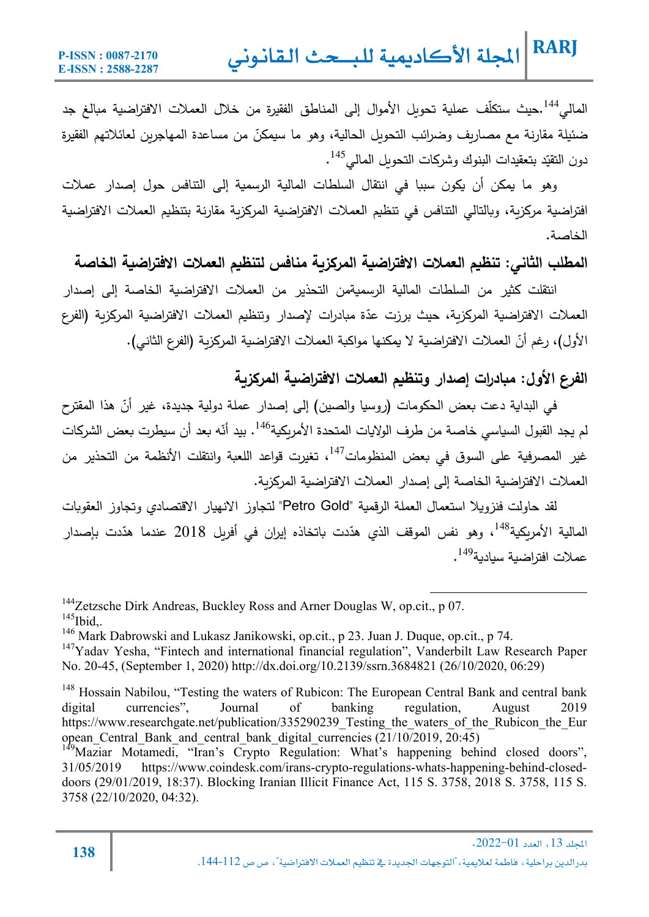المالي[144].حيث ستكلّف عملية تحويل الأموال إلى المناطق الفقيرة من خلال العملات الافتراضية مبالغ جد ضئيلة مقارنة مع مصاريف وضرائب التحويل الحالية، وهو ما سيمكنّ من مساعدة المهاجرين لعائلاتهم الفقيرة دون التقيّد بتعقيدات البنوك وشركات التحويل المالي[145].

وهو ما يمكن أن يكون سببا في انتقال السلطات المالية الرسمية إلى التنافس حول إصدار عملات افتراضية مركزية، وبالتالي التنافس في تنظيم العملات الافتراضية المركزية مقارنة بتنظيم العملات الافتراضية الخاصة.

## المطلب الثاني: تنظيم العملات الافتراضية المركزية منافس لتنظيم العملات الافتراضية الخاصة

انتقلت كثير من السلطات المالية الرسميةمن التحذير من العملات الافتراضية الخاصة إلى إصدار العملات الافتراضية المركزية، حيث برزت عدّة مبادرات لإصدار وتنظيم العملات الافتراضية المركزية (الفرع الأول)، رغم أنّ العملات الافتراضية لا يمكنها مواكبة العملات الافتراضية المركزية (الفرع الثاني).

### الفرع الأول: مبادرات إصدار وتنظيم العملات الافتراضية المركزية

في البداية دعت بعض الحكومات (روسيا والصين) إلى إصدار عملة دولية جديدة، غير أنّ هذا المقترح لم يجد القبول السياسي خاصة من طرف الولايات المتحدة الأمريكية[146]. بيد أنّه بعد أن سيطرت بعض الشركات غير المصرفية على السوق في بعض المنظومات[147]، تغيرت قواعد اللعبة وانتقلت الأنظمة من التحذير من العملات الافتراضية الخاصة إلى إصدار العملات الافتراضية المركزية.

لقد حاولت فنزويلا استعمال العملة الرقمية "Petro Gold" لتجاوز الانهيار الاقتصادي وتجاوز العقوبات المالية الأمريكية[148]، وهو نفس الموقف الذي هدّدت باتخاذه إيران في أفريل 2018 عندما هدّدت بإصدار عملات افتراضية سيادية[149].

---

[144] Zetzsche Dirk Andreas, Buckley Ross and Arner Douglas W, op.cit., p 07.

[145] Ibid,.

[146] Mark Dabrowski and Lukasz Janikowski, op.cit., p 23. Juan J. Duque, op.cit., p 74.

[147] Yadav Yesha, "Fintech and international financial regulation", Vanderbilt Law Research Paper No. 20-45, (September 1, 2020) http://dx.doi.org/10.2139/ssrn.3684821 (26/10/2020, 06:29)

[148] Hossain Nabilou, "Testing the waters of Rubicon: The European Central Bank and central bank digital currencies", Journal of banking regulation, August 2019 https://www.researchgate.net/publication/335290239_Testing_the_waters_of_the_Rubicon_the_European_Central_Bank_and_central_bank_digital_currencies (21/10/2019, 20:45)

[149] Maziar Motamedi, "Iran's Crypto Regulation: What's happening behind closed doors", 31/05/2019 https://www.coindesk.com/irans-crypto-regulations-whats-happening-behind-closed-doors (29/01/2019, 18:37). Blocking Iranian Illicit Finance Act, 115 S. 3758, 2018 S. 3758, 115 S. 3758 (22/10/2020, 04:32).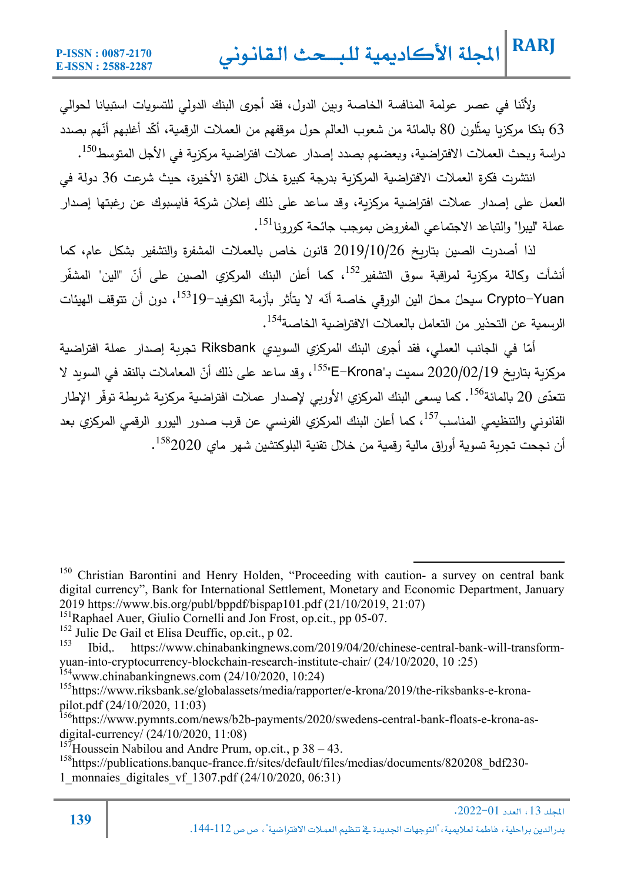ولأنّنا في عصر عولمة المنافسة الخاصة وبين الدول، فقد أجرى البنك الدولي للتسويات استبيانا لحوالي 63 بنكا مركزيا يمثّلون 80 بالمائة من شعوب العالم حول موقفهم من العملات الرقمية، أكّد أغلبهم أنّهم بصدد دراسة وبحث العملات الافتراضية، وبعضهم بصدد إصدار عملات افتراضية مركزية في الأجل المتوسط[150].

انتشرت فكرة العملات الافتراضية المركزية بدرجة كبيرة خلال الفترة الأخيرة، حيث شرعت 36 دولة في العمل على إصدار عملات افتراضية مركزية، وقد ساعد على ذلك إعلان شركة فايسبوك عن رغبتها إصدار عملة "ليبرا" والتباعد الاجتماعي المفروض بموجب جائحة كورونا[151].

لذا أصدرت الصين بتاريخ 2019/10/26 قانون خاص بالعملات المشفرة والتشفير بشكل عام، كما أنشأت وكالة مركزية لمراقبة سوق التشفير[152]، كما أعلن البنك المركزي الصين على أنّ "الين" المشفّر Crypto-Yuan سيحلّ محلّ الين الورقي خاصة أنّه لا يتأثر بأزمة الكوفيد-19[153]، دون أن تتوقف الهيئات الرسمية عن التحذير من التعامل بالعملات الافتراضية الخاصة[154].

أمّا في الجانب العملي، فقد أجرى البنك المركزي السويدي Riksbank تجربة إصدار عملة افتراضية مركزية بتاريخ 2020/02/19 سميت بـ"E-Krona"[155]، وقد ساعد على ذلك أنّ المعاملات بالنقد في السويد لا تتعدّى 20 بالمائة[156]. كما يسعى البنك المركزي الأوربي لإصدار عملات افتراضية مركزية شريطة توفّر الإطار القانوني والتنظيمي المناسب[157]، كما أعلن البنك المركزي الفرنسي عن قرب صدور اليورو الرقمي المركزي بعد أن نجحت تجربة تسوية أوراق مالية رقمية من خلال تقنية البلوكتشين شهر ماي 2020[158].

---

[150] Christian Barontini and Henry Holden, "Proceeding with caution- a survey on central bank digital currency", Bank for International Settlement, Monetary and Economic Department, January 2019 https://www.bis.org/publ/bppdf/bispap101.pdf (21/10/2019, 21:07)

[151] Raphael Auer, Giulio Cornelli and Jon Frost, op.cit., pp 05-07.

[152] Julie De Gail et Elisa Deuffic, op.cit., p 02.

[153] Ibid,. https://www.chinabankingnews.com/2019/04/20/chinese-central-bank-will-transform-yuan-into-cryptocurrency-blockchain-research-institute-chair/ (24/10/2020, 10 :25)

[154] www.chinabankingnews.com (24/10/2020, 10:24)

[155] https://www.riksbank.se/globalassets/media/rapporter/e-krona/2019/the-riksbanks-e-krona-pilot.pdf (24/10/2020, 11:03)

[156] https://www.pymnts.com/news/b2b-payments/2020/swedens-central-bank-floats-e-krona-as-digital-currency/ (24/10/2020, 11:08)

[157] Houssein Nabilou and Andre Prum, op.cit., p 38 – 43.

[158] https://publications.banque-france.fr/sites/default/files/medias/documents/820208_bdf230-1_monnaies_digitales_vf_1307.pdf (24/10/2020, 06:31)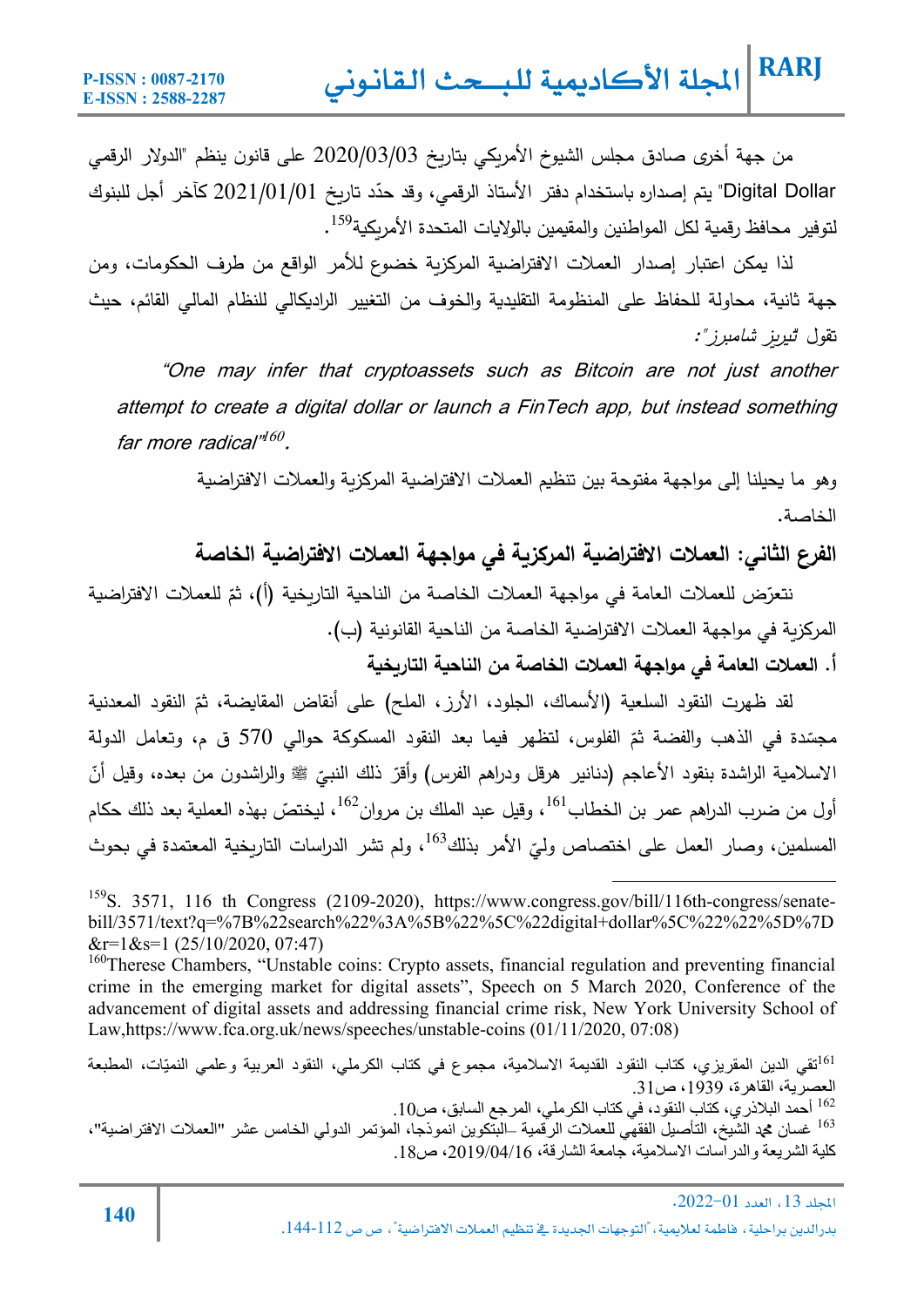من جهة أخرى صادق مجلس الشيوخ الأمريكي بتاريخ 2020/03/03 على قانون ينظم "الدولار الرقمي Digital Dollar" يتم إصداره باستخدام دفتر الأستاذ الرقمي، وقد حدّد تاريخ 2021/01/01 كآخر أجل للبنوك لتوفير محافظ رقمية لكل المواطنين والمقيمين بالولايات المتحدة الأمريكية[159].

لذا يمكن اعتبار إصدار العملات الافتراضية المركزية خضوع للأمر الواقع من طرف الحكومات، ومن جهة ثانية، محاولة للحفاظ على المنظومة التقليدية والخوف من التغيير الراديكالي للنظام المالي القائم، حيث تقول *تيريز شامبرز*":

> *"One may infer that cryptoassets such as Bitcoin are not just another attempt to create a digital dollar or launch a FinTech app, but instead something far more radical"*[160].

وهو ما يحيلنا إلى مواجهة مفتوحة بين تنظيم العملات الافتراضية المركزية والعملات الافتراضية الخاصة.

## الفرع الثاني: العملات الافتراضية المركزية في مواجهة العملات الافتراضية الخاصة

نتعرّض للعملات العامة في مواجهة العملات الخاصة من الناحية التاريخية (أ)، ثمّ للعملات الافتراضية المركزية في مواجهة العملات الافتراضية الخاصة من الناحية القانونية (ب).

### أ. العملات العامة في مواجهة العملات الخاصة من الناحية التاريخية

لقد ظهرت النقود السلعية (الأسماك، الجلود، الأرز، الملح) على أنقاض المقايضة، ثمّ النقود المعدنية مجسّدة في الذهب والفضة ثمّ الفلوس، لتظهر فيما بعد النقود المسكوكة حوالي 570 ق م، وتعامل الدولة الاسلامية الراشدة بنقود الأعاجم (دنانير هرقل ودراهم الفرس) وأقرّ ذلك النبيّ ﷺ والراشدون من بعده، وقيل أنّ أول من ضرب الدراهم عمر بن الخطاب[161]، وقيل عبد الملك بن مروان[162]، ليختصّ بهذه العملية بعد ذلك حكام المسلمين، وصار العمل على اختصاص وليّ الأمر بذلك[163]، ولم تشر الدراسات التاريخية المعتمدة في بحوث

---

[159] S. 3571, 116 th Congress (2109-2020), https://www.congress.gov/bill/116th-congress/senate-bill/3571/text?q=%7B%22search%22%3A%5B%22%5C%22digital+dollar%5C%22%22%5D%7D&r=1&s=1 (25/10/2020, 07:47)

[160] Therese Chambers, "Unstable coins: Crypto assets, financial regulation and preventing financial crime in the emerging market for digital assets", Speech on 5 March 2020, Conference of the advancement of digital assets and addressing financial crime risk, New York University School of Law,https://www.fca.org.uk/news/speeches/unstable-coins (01/11/2020, 07:08)

[161] تقي الدين المقريزي، كتاب النقود القديمة الاسلامية، مجموع في كتاب الكرملي، النقود العربية وعلمي النميّات، المطبعة العصرية، القاهرة، 1939، ص31.

[162] أحمد البلاذري، كتاب النقود، في كتاب الكرملي، المرجع السابق، ص10.

[163] غسان محمد الشيخ، التأصيل الفقهي للعملات الرقمية –البتكوين انموذجا، المؤتمر الدولي الخامس عشر "العملات الافتراضية"، كلية الشريعة والدراسات الاسلامية، جامعة الشارقة، 2019/04/16، ص18.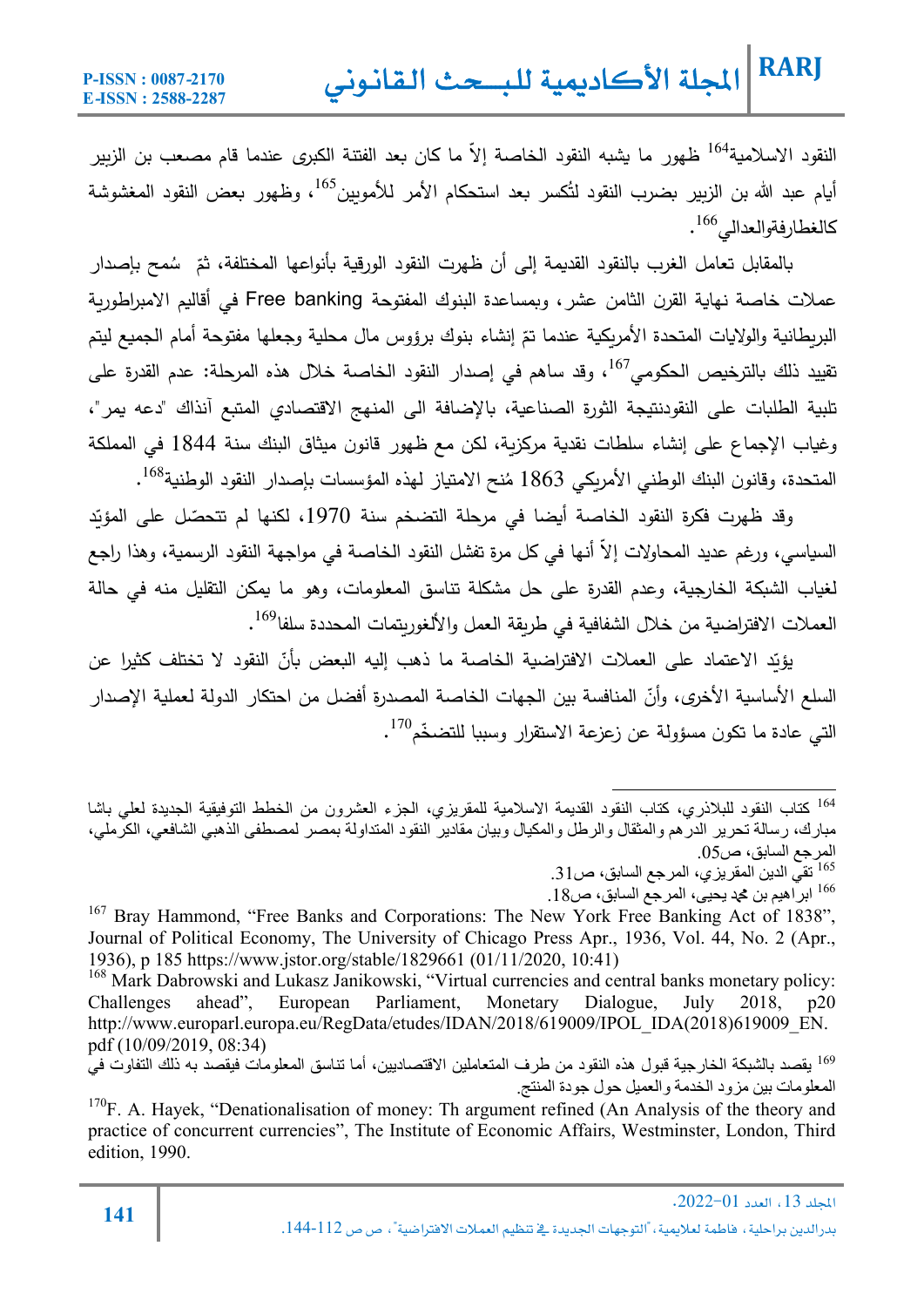النقود الاسلامية[164] ظهور ما يشبه النقود الخاصة إلاّ ما كان بعد الفتنة الكبرى عندما قام مصعب بن الزبير أيام عبد الله بن الزبير بضرب النقود لتُكسر بعد استحكام الأمر للأمويين[165]، وظهور بعض النقود المغشوشة كالغطارفةوالعدالي[166].

بالمقابل تعامل الغرب بالنقود القديمة إلى أن ظهرت النقود الورقية بأنواعها المختلفة، ثمّ سُمح بإصدار عملات خاصة نهاية القرن الثامن عشر، وبمساعدة البنوك المفتوحة Free banking في أقاليم الامبراطورية البريطانية والولايات المتحدة الأمريكية عندما تمّ إنشاء بنوك برؤوس مال محلية وجعلها مفتوحة أمام الجميع ليتم تقييد ذلك بالترخيص الحكومي[167]، وقد ساهم في إصدار النقود الخاصة خلال هذه المرحلة: عدم القدرة على تلبية الطلبات على النقودنتيجة الثورة الصناعية، بالإضافة الى المنهج الاقتصادي المتبع آنذاك "دعه يمر"، وغياب الإجماع على إنشاء سلطات نقدية مركزية، لكن مع ظهور قانون ميثاق البنك سنة 1844 في المملكة المتحدة، وقانون البنك الوطني الأمريكي 1863 مُنح الامتياز لهذه المؤسسات بإصدار النقود الوطنية[168].

وقد ظهرت فكرة النقود الخاصة أيضا في مرحلة التضخم سنة 1970، لكنها لم تتحصّل على المؤيّد السياسي، ورغم عديد المحاولات إلاّ أنها في كل مرة تفشل النقود الخاصة في مواجهة النقود الرسمية، وهذا راجع لغياب الشبكة الخارجية، وعدم القدرة على حل مشكلة تناسق المعلومات، وهو ما يمكن التقليل منه في حالة العملات الافتراضية من خلال الشفافية في طريقة العمل والألغوريتمات المحددة سلفا[169].

يؤيّد الاعتماد على العملات الافتراضية الخاصة ما ذهب إليه البعض بأنّ النقود لا تختلف كثيرا عن السلع الأساسية الأخرى، وأنّ المنافسة بين الجهات الخاصة المصدرة أفضل من احتكار الدولة لعملية الإصدار التي عادة ما تكون مسؤولة عن زعزعة الاستقرار وسببا للتضخّم[170].

---

[164] كتاب النقود للبلاذري، كتاب النقود القديمة الاسلامية للمقريزي، الجزء العشرون من الخطط التوفيقية الجديدة لعلي باشا مبارك، رسالة تحرير الدرهم والمثقال والرطل والمكيال وبيان مقادير النقود المتداولة بمصر لمصطفى الذهبي الشافعي، الكرملي، المرجع السابق، ص05.

[165] تقي الدين المقريزي، المرجع السابق، ص31.

[166] ابراهيم بن محمد يحيى، المرجع السابق، ص18.

[167] Bray Hammond, "Free Banks and Corporations: The New York Free Banking Act of 1838", Journal of Political Economy, The University of Chicago Press Apr., 1936, Vol. 44, No. 2 (Apr., 1936), p 185 https://www.jstor.org/stable/1829661 (01/11/2020, 10:41)

[168] Mark Dabrowski and Lukasz Janikowski, "Virtual currencies and central banks monetary policy: Challenges ahead", European Parliament, Monetary Dialogue, July 2018, p20 http://www.europarl.europa.eu/RegData/etudes/IDAN/2018/619009/IPOL_IDA(2018)619009_EN.pdf (10/09/2019, 08:34)

[169] يقصد بالشبكة الخارجية قبول هذه النقود من طرف المتعاملين الاقتصاديين، أما تناسق المعلومات فيقصد به ذلك التفاوت في المعلومات بين مزود الخدمة والعميل حول جودة المنتج.

[170] F. A. Hayek, "Denationalisation of money: Th argument refined (An Analysis of the theory and practice of concurrent currencies", The Institute of Economic Affairs, Westminster, London, Third edition, 1990.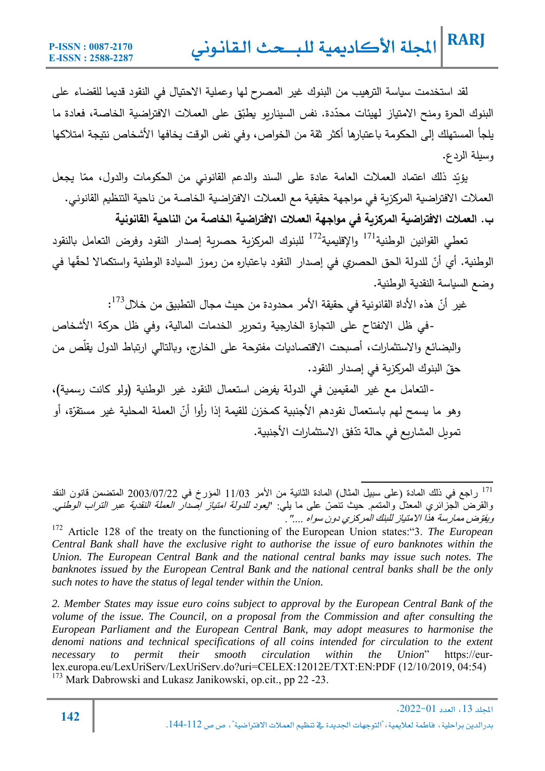لقد استخدمت سياسة الترهيب من البنوك غير المصرح لها وعملية الاحتيال في النقود قديما للقضاء على البنوك الحرة ومنح الامتياز لهيئات محدّدة. نفس السيناريو يطبّق على العملات الافتراضية الخاصة، فعادة ما يلجأ المستهلك إلى الحكومة باعتبارها أكثر ثقة من الخواص، وفي نفس الوقت يخافها الأشخاص نتيجة امتلاكها وسيلة الردع.

يؤيّد ذلك اعتماد العملات العامة عادة على السند والدعم القانوني من الحكومات والدول، ممّا يجعل العملات الافتراضية المركزية في مواجهة حقيقية مع العملات الافتراضية الخاصة من ناحية التنظيم القانوني.

**ب. العملات الافتراضية المركزية في مواجهة العملات الافتراضية الخاصة من الناحية القانونية**

تعطي القوانين الوطنية[171] والإقليمية[172] للبنوك المركزية حصرية إصدار النقود وفرض التعامل بالنقود الوطنية. أي أنّ للدولة الحق الحصري في إصدار النقود باعتباره من رموز السيادة الوطنية واستكمالا لحقّها في وضع السياسة النقدية الوطنية.

غير أنّ هذه الأداة القانونية في حقيقة الأمر محدودة من حيث مجال التطبيق من خلال[173]:

-في ظل الانفتاح على التجارة الخارجية وتحرير الخدمات المالية، وفي ظل حركة الأشخاص والبضائع والاستثمارات، أصبحت الاقتصاديات مفتوحة على الخارج، وبالتالي ارتباط الدول يقلّص من حقّ البنوك المركزية في إصدار النقود.

-التعامل مع غير المقيمين في الدولة يفرض استعمال النقود غير الوطنية (ولو كانت رسمية)، وهو ما يسمح لهم باستعمال نقودهم الأجنبية كمخزن للقيمة إذا رأوا أنّ العملة المحلية غير مستقرّة، أو تمويل المشاريع في حالة تدّفق الاستثمارات الأجنبية.

---

[171] راجع في ذلك المادة (على سبيل المثال) المادة الثانية من الأمر 11/03 المؤرخ في 2003/07/22 المتضمن قانون النقد والقرض الجزائري المعدّل والمتمم. حيث تنصّ على ما يلي: *"يعود للدولة امتياز إصدار العملة النقدية عبر التراب الوطني. ويفوّض ممارسة هذا الامتياز للبنك المركزي دون سواه ...".*

[172] Article 128 of the treaty on the functioning of the European Union states:"3. *The European Central Bank shall have the exclusive right to authorise the issue of euro banknotes within the Union. The European Central Bank and the national central banks may issue such notes. The banknotes issued by the European Central Bank and the national central banks shall be the only such notes to have the status of legal tender within the Union.*

*2. Member States may issue euro coins subject to approval by the European Central Bank of the volume of the issue. The Council, on a proposal from the Commission and after consulting the European Parliament and the European Central Bank, may adopt measures to harmonise the denomi nations and technical specifications of all coins intended for circulation to the extent necessary to permit their smooth circulation within the Union*" https://eur-lex.europa.eu/LexUriServ/LexUriServ.do?uri=CELEX:12012E/TXT:EN:PDF (12/10/2019, 04:54)

[173] Mark Dabrowski and Lukasz Janikowski, op.cit., pp 22 -23.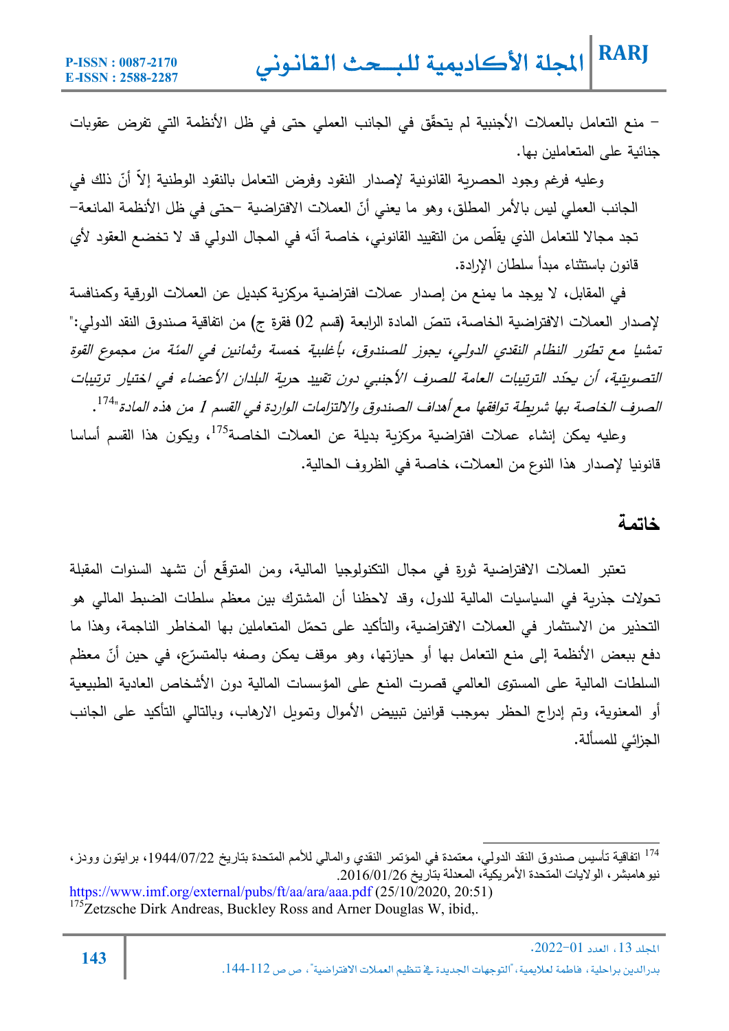– منع التعامل بالعملات الأجنبية لم يتحقّق في الجانب العملي حتى في ظل الأنظمة التي تفرض عقوبات جنائية على المتعاملين بها.

وعليه فرغم وجود الحصرية القانونية لإصدار النقود وفرض التعامل بالنقود الوطنية إلاّ أنّ ذلك في الجانب العملي ليس بالأمر المطلق، وهو ما يعني أنّ العملات الافتراضية –حتى في ظل الأنظمة المانعة– تجد مجالا للتعامل الذي يقلّص من التقييد القانوني، خاصة أنّه في المجال الدولي قد لا تخضع العقود لأي قانون باستثناء مبدأ سلطان الإرادة.

في المقابل، لا يوجد ما يمنع من إصدار عملات افتراضية مركزية كبديل عن العملات الورقية وكمنافسة لإصدار العملات الافتراضية الخاصة، تنصّ المادة الرابعة (قسم 02 فقرة ج) من اتفاقية صندوق النقد الدولي:" *تمشيا مع تطوّر النظام النقدي الدولي، يجوز للصندوق، بأغلبية خمسة وثمانين في المئة من مجموع القوة التصويتية، أن يحدّد الترتيبات العامة للصرف الأجنبي دون تقييد حرية البلدان الأعضاء في اختيار ترتيبات الصرف الخاصة بها شريطة توافقها مع أهداف الصندوق والالتزامات الواردة في القسم 1 من هذه المادة*"[174].

وعليه يمكن إنشاء عملات افتراضية مركزية بديلة عن العملات الخاصة[175]، ويكون هذا القسم أساسا قانونيا لإصدار هذا النوع من العملات، خاصة في الظروف الحالية.

## خاتمة

تعتبر العملات الافتراضية ثورة في مجال التكنولوجيا المالية، ومن المتوقّع أن تشهد السنوات المقبلة تحولات جذرية في السياسيات المالية للدول، وقد لاحظنا أن المشترك بين معظم سلطات الضبط المالي هو التحذير من الاستثمار في العملات الافتراضية، والتأكيد على تحمّل المتعاملين بها المخاطر الناجمة، وهذا ما دفع ببعض الأنظمة إلى منع التعامل بها أو حيازتها، وهو موقف يمكن وصفه بالمتسرّع، في حين أنّ معظم السلطات المالية على المستوى العالمي قصرت المنع على المؤسسات المالية دون الأشخاص العادية الطبيعية أو المعنوية، وتم إدراج الحظر بموجب قوانين تبييض الأموال وتمويل الارهاب، وبالتالي التأكيد على الجانب الجزائي للمسألة.

---

[174] اتفاقية تأسيس صندوق النقد الدولي، معتمدة في المؤتمر النقدي والمالي للأمم المتحدة بتاريخ 1944/07/22، برايتون وودز، نيو هامبشر، الولايات المتحدة الأمريكية، المعدلة بتاريخ 2016/01/26.
https://www.imf.org/external/pubs/ft/aa/ara/aaa.pdf (25/10/2020, 20:51)

[175] Zetzsche Dirk Andreas, Buckley Ross and Arner Douglas W, ibid,.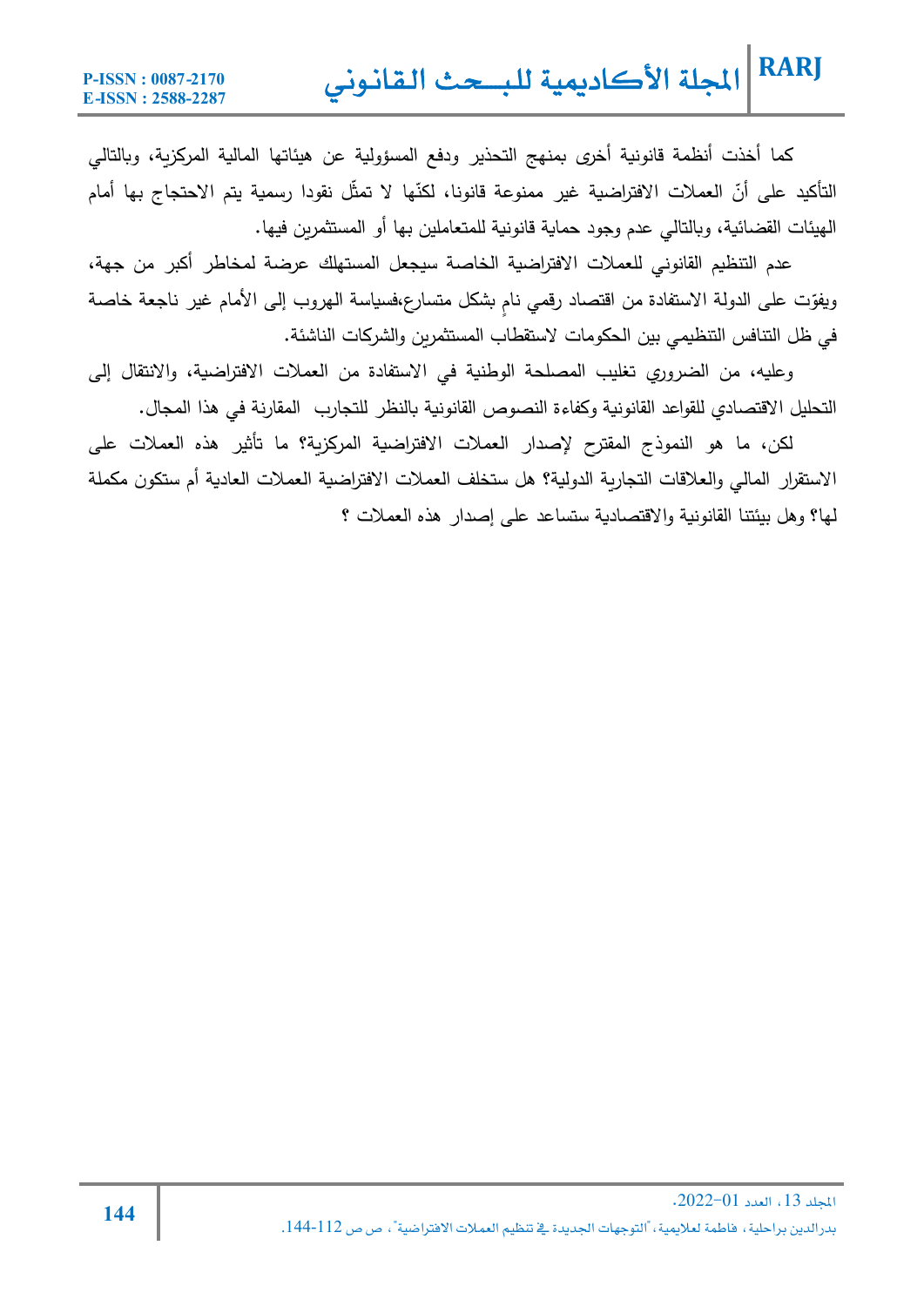كما أخذت أنظمة قانونية أخرى بمنهج التحذير ودفع المسؤولية عن هيئاتها المالية المركزية، وبالتالي التأكيد على أنّ العملات الافتراضية غير ممنوعة قانونا، لكنّها لا تمثّل نقودا رسمية يتم الاحتجاج بها أمام الهيئات القضائية، وبالتالي عدم وجود حماية قانونية للمتعاملين بها أو المستثمرين فيها.

عدم التنظيم القانوني للعملات الافتراضية الخاصة سيجعل المستهلك عرضة لمخاطر أكبر من جهة، ويفوّت على الدولة الاستفادة من اقتصاد رقمي نامٍ بشكل متسارع،فسياسة الهروب إلى الأمام غير ناجعة خاصة في ظل التنافس التنظيمي بين الحكومات لاستقطاب المستثمرين والشركات الناشئة.

وعليه، من الضروري تغليب المصلحة الوطنية في الاستفادة من العملات الافتراضية، والانتقال إلى التحليل الاقتصادي للقواعد القانونية وكفاءة النصوص القانونية بالنظر للتجارب المقارنة في هذا المجال.

لكن، ما هو النموذج المقترح لإصدار العملات الافتراضية المركزية؟ ما تأثير هذه العملات على الاستقرار المالي والعلاقات التجارية الدولية؟ هل ستخلف العملات الافتراضية العملات العادية أم ستكون مكملة لها؟ وهل بيئتنا القانونية والاقتصادية ستساعد على إصدار هذه العملات ؟